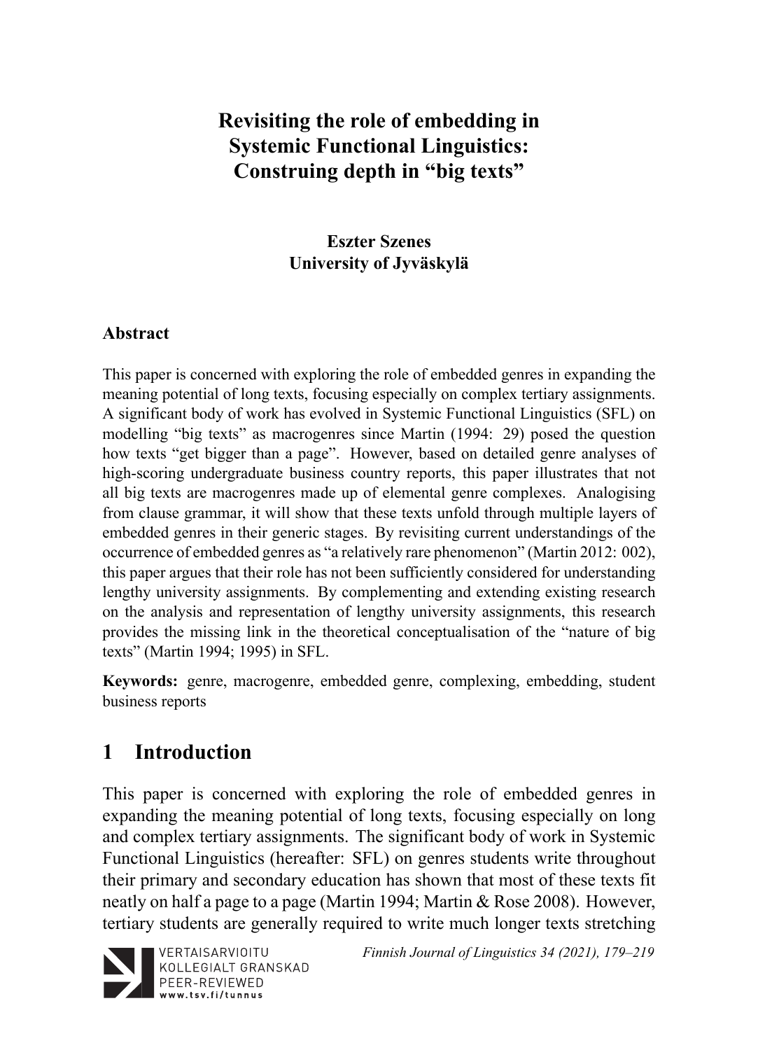# Revisiting the role of embedding in Systemic Functional Linguistics: Construing depth in "big texts"

**Eszter Szenes**
**University of Jyväskylä**

## Abstract

This paper is concerned with exploring the role of embedded genres in expanding the meaning potential of long texts, focusing especially on complex tertiary assignments. A significant body of work has evolved in Systemic Functional Linguistics (SFL) on modelling "big texts" as macrogenres since Martin (1994: 29) posed the question how texts "get bigger than a page". However, based on detailed genre analyses of high-scoring undergraduate business country reports, this paper illustrates that not all big texts are macrogenres made up of elemental genre complexes. Analogising from clause grammar, it will show that these texts unfold through multiple layers of embedded genres in their generic stages. By revisiting current understandings of the occurrence of embedded genres as "a relatively rare phenomenon" (Martin 2012: 002), this paper argues that their role has not been sufficiently considered for understanding lengthy university assignments. By complementing and extending existing research on the analysis and representation of lengthy university assignments, this research provides the missing link in the theoretical conceptualisation of the "nature of big texts" (Martin 1994; 1995) in SFL.

**Keywords:** genre, macrogenre, embedded genre, complexing, embedding, student business reports

## 1 Introduction

This paper is concerned with exploring the role of embedded genres in expanding the meaning potential of long texts, focusing especially on long and complex tertiary assignments. The significant body of work in Systemic Functional Linguistics (hereafter: SFL) on genres students write throughout their primary and secondary education has shown that most of these texts fit neatly on half a page to a page (Martin 1994; Martin & Rose 2008). However, tertiary students are generally required to write much longer texts stretching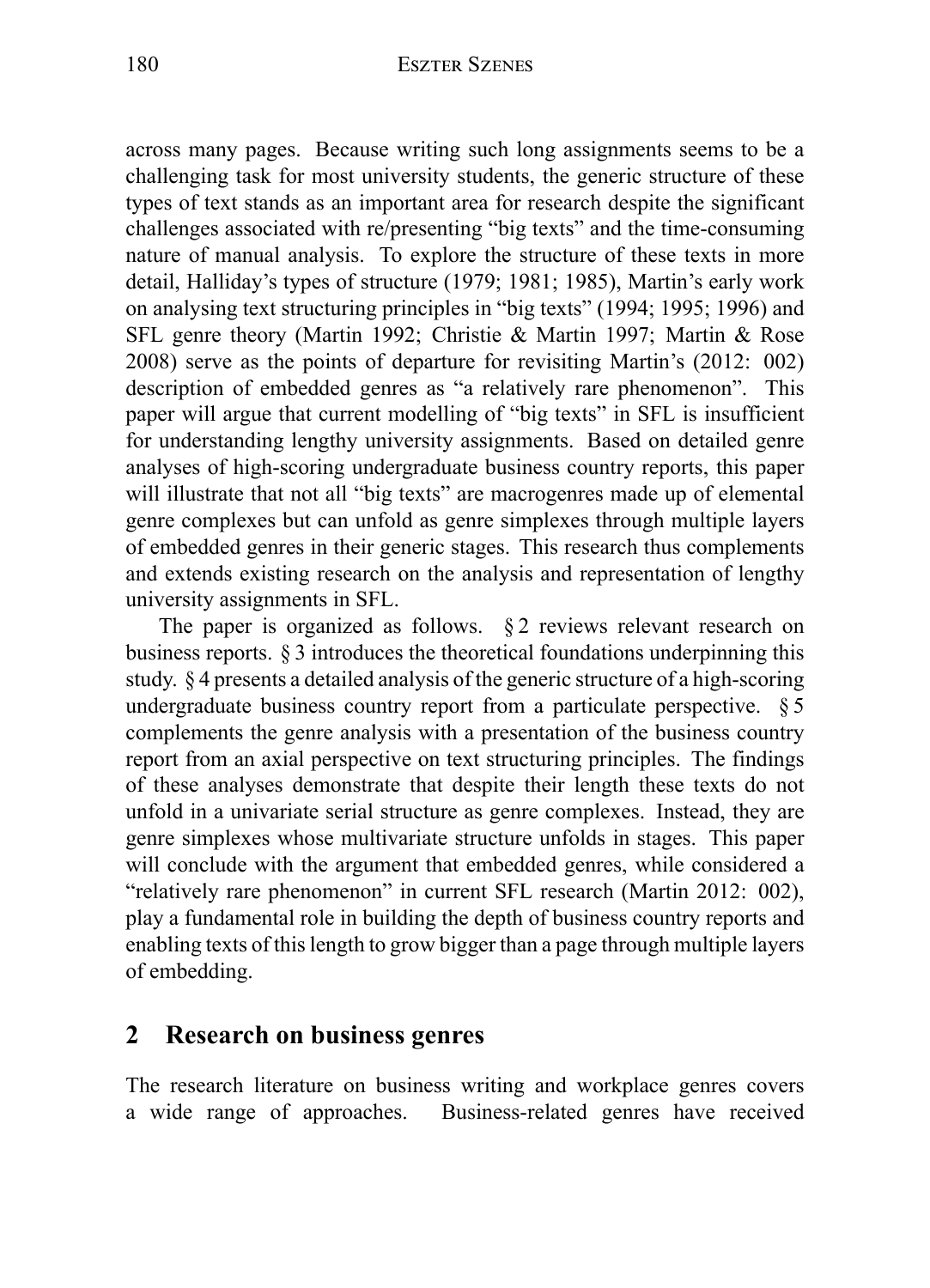across many pages. Because writing such long assignments seems to be a challenging task for most university students, the generic structure of these types of text stands as an important area for research despite the significant challenges associated with re/presenting "big texts" and the time-consuming nature of manual analysis. To explore the structure of these texts in more detail, Halliday's types of structure (1979; 1981; 1985), Martin's early work on analysing text structuring principles in "big texts" (1994; 1995; 1996) and SFL genre theory (Martin 1992; Christie & Martin 1997; Martin & Rose 2008) serve as the points of departure for revisiting Martin's (2012: 002) description of embedded genres as "a relatively rare phenomenon". This paper will argue that current modelling of "big texts" in SFL is insufficient for understanding lengthy university assignments. Based on detailed genre analyses of high-scoring undergraduate business country reports, this paper will illustrate that not all "big texts" are macrogenres made up of elemental genre complexes but can unfold as genre simplexes through multiple layers of embedded genres in their generic stages. This research thus complements and extends existing research on the analysis and representation of lengthy university assignments in SFL.

The paper is organized as follows. § 2 reviews relevant research on business reports. § 3 introduces the theoretical foundations underpinning this study. § 4 presents a detailed analysis of the generic structure of a high-scoring undergraduate business country report from a particulate perspective. § 5 complements the genre analysis with a presentation of the business country report from an axial perspective on text structuring principles. The findings of these analyses demonstrate that despite their length these texts do not unfold in a univariate serial structure as genre complexes. Instead, they are genre simplexes whose multivariate structure unfolds in stages. This paper will conclude with the argument that embedded genres, while considered a "relatively rare phenomenon" in current SFL research (Martin 2012: 002), play a fundamental role in building the depth of business country reports and enabling texts of this length to grow bigger than a page through multiple layers of embedding.

## 2 Research on business genres

The research literature on business writing and workplace genres covers a wide range of approaches. Business-related genres have received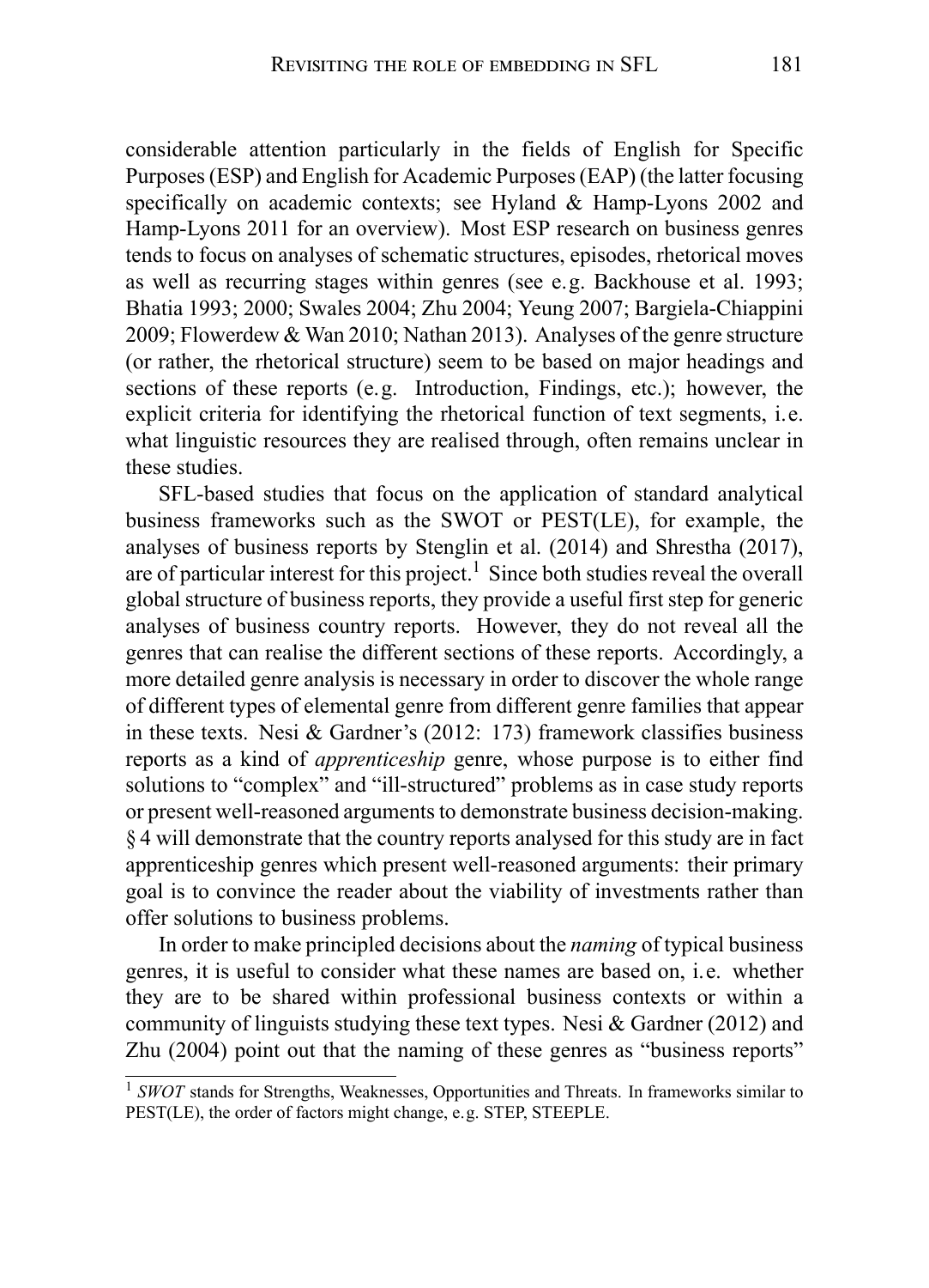considerable attention particularly in the fields of English for Specific Purposes (ESP) and English for Academic Purposes (EAP) (the latter focusing specifically on academic contexts; see Hyland & Hamp-Lyons 2002 and Hamp-Lyons 2011 for an overview). Most ESP research on business genres tends to focus on analyses of schematic structures, episodes, rhetorical moves as well as recurring stages within genres (see e.g. Backhouse et al. 1993; Bhatia 1993; 2000; Swales 2004; Zhu 2004; Yeung 2007; Bargiela-Chiappini 2009; Flowerdew & Wan 2010; Nathan 2013). Analyses of the genre structure (or rather, the rhetorical structure) seem to be based on major headings and sections of these reports (e.g. Introduction, Findings, etc.); however, the explicit criteria for identifying the rhetorical function of text segments, i.e. what linguistic resources they are realised through, often remains unclear in these studies.

SFL-based studies that focus on the application of standard analytical business frameworks such as the SWOT or PEST(LE), for example, the analyses of business reports by Stenglin et al. (2014) and Shrestha (2017), are of particular interest for this project.[1] Since both studies reveal the overall global structure of business reports, they provide a useful first step for generic analyses of business country reports. However, they do not reveal all the genres that can realise the different sections of these reports. Accordingly, a more detailed genre analysis is necessary in order to discover the whole range of different types of elemental genre from different genre families that appear in these texts. Nesi & Gardner's (2012: 173) framework classifies business reports as a kind of *apprenticeship* genre, whose purpose is to either find solutions to "complex" and "ill-structured" problems as in case study reports or present well-reasoned arguments to demonstrate business decision-making. § 4 will demonstrate that the country reports analysed for this study are in fact apprenticeship genres which present well-reasoned arguments: their primary goal is to convince the reader about the viability of investments rather than offer solutions to business problems.

In order to make principled decisions about the *naming* of typical business genres, it is useful to consider what these names are based on, i.e. whether they are to be shared within professional business contexts or within a community of linguists studying these text types. Nesi & Gardner (2012) and Zhu (2004) point out that the naming of these genres as "business reports"

[1] *SWOT* stands for Strengths, Weaknesses, Opportunities and Threats. In frameworks similar to PEST(LE), the order of factors might change, e.g. STEP, STEEPLE.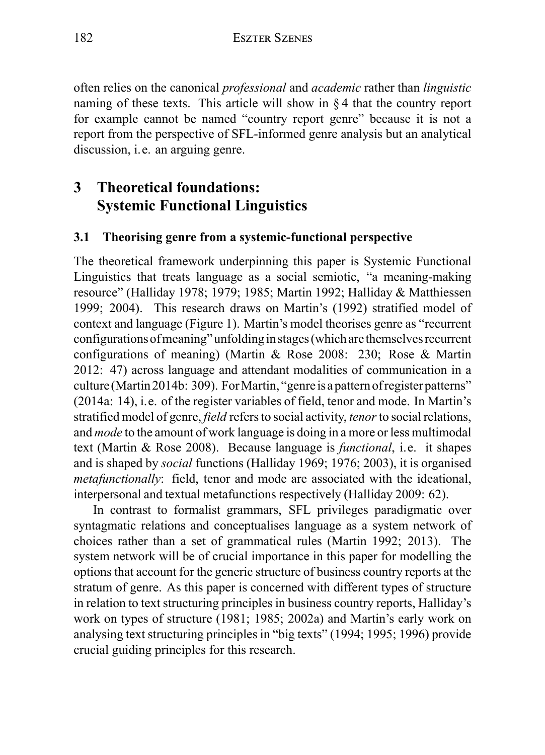often relies on the canonical *professional* and *academic* rather than *linguistic* naming of these texts. This article will show in § 4 that the country report for example cannot be named "country report genre" because it is not a report from the perspective of SFL-informed genre analysis but an analytical discussion, i.e. an arguing genre.

# 3 Theoretical foundations: Systemic Functional Linguistics

## 3.1 Theorising genre from a systemic-functional perspective

The theoretical framework underpinning this paper is Systemic Functional Linguistics that treats language as a social semiotic, "a meaning-making resource" (Halliday 1978; 1979; 1985; Martin 1992; Halliday & Matthiessen 1999; 2004). This research draws on Martin's (1992) stratified model of context and language (Figure 1). Martin's model theorises genre as "recurrent configurations of meaning" unfolding in stages (which are themselves recurrent configurations of meaning) (Martin & Rose 2008: 230; Rose & Martin 2012: 47) across language and attendant modalities of communication in a culture (Martin 2014b: 309). For Martin, "genre is a pattern of register patterns" (2014a: 14), i.e. of the register variables of field, tenor and mode. In Martin's stratified model of genre, *field* refers to social activity, *tenor* to social relations, and *mode* to the amount of work language is doing in a more or less multimodal text (Martin & Rose 2008). Because language is *functional*, i.e. it shapes and is shaped by *social* functions (Halliday 1969; 1976; 2003), it is organised *metafunctionally*: field, tenor and mode are associated with the ideational, interpersonal and textual metafunctions respectively (Halliday 2009: 62).

In contrast to formalist grammars, SFL privileges paradigmatic over syntagmatic relations and conceptualises language as a system network of choices rather than a set of grammatical rules (Martin 1992; 2013). The system network will be of crucial importance in this paper for modelling the options that account for the generic structure of business country reports at the stratum of genre. As this paper is concerned with different types of structure in relation to text structuring principles in business country reports, Halliday's work on types of structure (1981; 1985; 2002a) and Martin's early work on analysing text structuring principles in "big texts" (1994; 1995; 1996) provide crucial guiding principles for this research.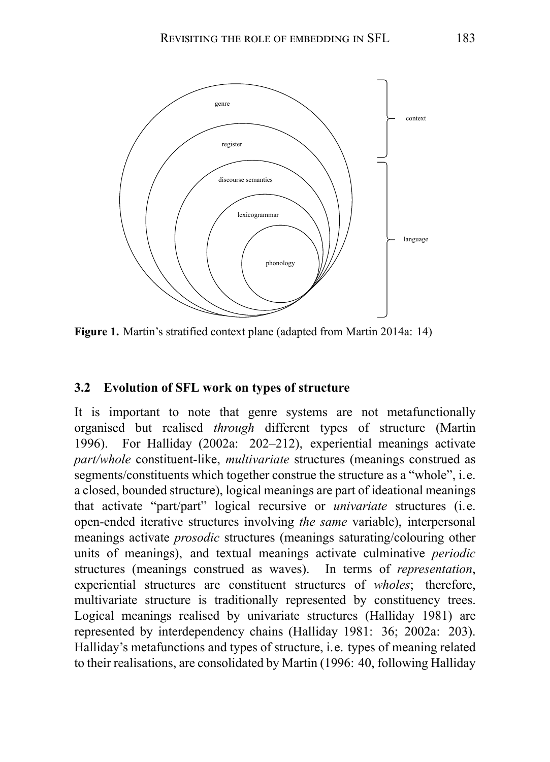genre

register

discourse semantics

lexicogrammar

phonology

context

language

**Figure 1.** Martin's stratified context plane (adapted from Martin 2014a: 14)

### 3.2 Evolution of SFL work on types of structure

It is important to note that genre systems are not metafunctionally organised but realised *through* different types of structure (Martin 1996). For Halliday (2002a: 202–212), experiential meanings activate *part/whole* constituent-like, *multivariate* structures (meanings construed as segments/constituents which together construe the structure as a "whole", i.e. a closed, bounded structure), logical meanings are part of ideational meanings that activate "part/part" logical recursive or *univariate* structures (i.e. open-ended iterative structures involving *the same* variable), interpersonal meanings activate *prosodic* structures (meanings saturating/colouring other units of meanings), and textual meanings activate culminative *periodic* structures (meanings construed as waves). In terms of *representation*, experiential structures are constituent structures of *wholes*; therefore, multivariate structure is traditionally represented by constituency trees. Logical meanings realised by univariate structures (Halliday 1981) are represented by interdependency chains (Halliday 1981: 36; 2002a: 203). Halliday's metafunctions and types of structure, i.e. types of meaning related to their realisations, are consolidated by Martin (1996: 40, following Halliday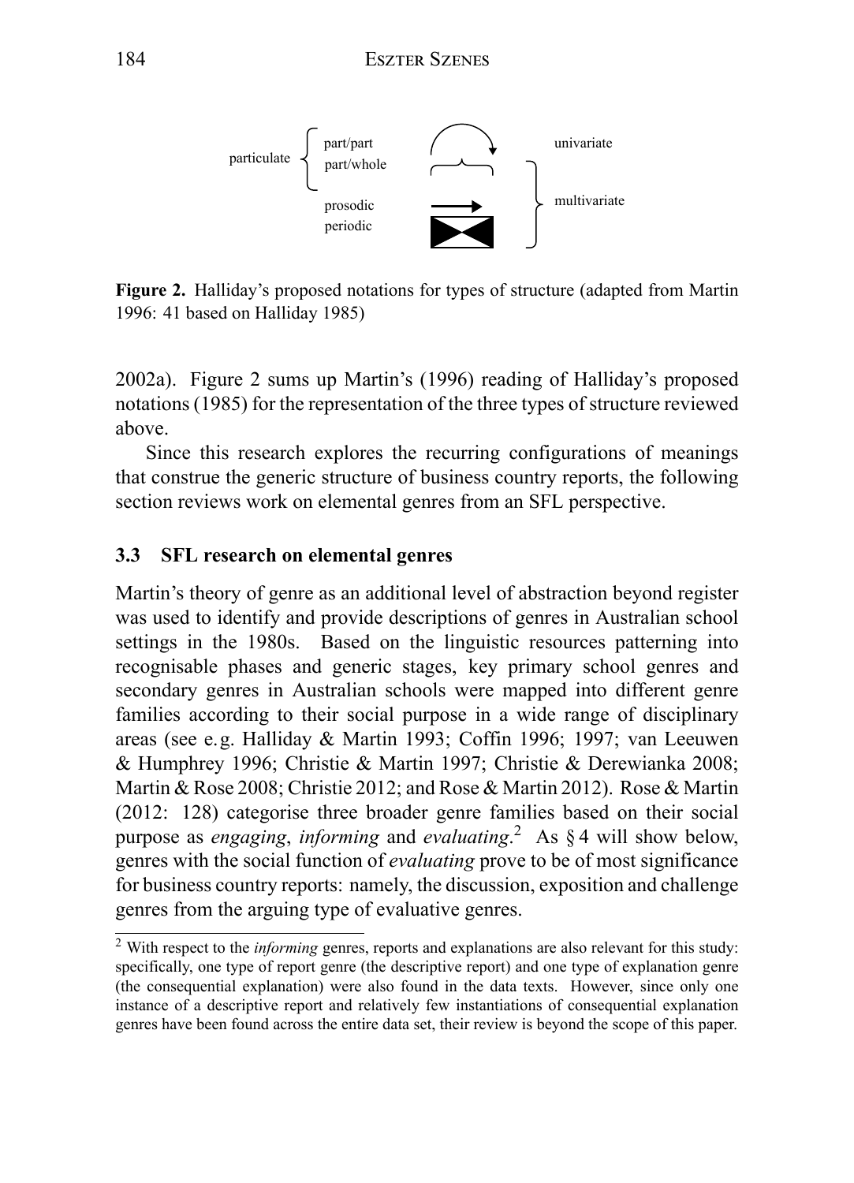particulate { part/part, part/whole } — univariate

prosodic, periodic — multivariate

**Figure 2.** Halliday's proposed notations for types of structure (adapted from Martin 1996: 41 based on Halliday 1985)

2002a). Figure 2 sums up Martin's (1996) reading of Halliday's proposed notations (1985) for the representation of the three types of structure reviewed above.

Since this research explores the recurring configurations of meanings that construe the generic structure of business country reports, the following section reviews work on elemental genres from an SFL perspective.

### 3.3 SFL research on elemental genres

Martin's theory of genre as an additional level of abstraction beyond register was used to identify and provide descriptions of genres in Australian school settings in the 1980s. Based on the linguistic resources patterning into recognisable phases and generic stages, key primary school genres and secondary genres in Australian schools were mapped into different genre families according to their social purpose in a wide range of disciplinary areas (see e.g. Halliday & Martin 1993; Coffin 1996; 1997; van Leeuwen & Humphrey 1996; Christie & Martin 1997; Christie & Derewianka 2008; Martin & Rose 2008; Christie 2012; and Rose & Martin 2012). Rose & Martin (2012: 128) categorise three broader genre families based on their social purpose as *engaging*, *informing* and *evaluating*.[2] As § 4 will show below, genres with the social function of *evaluating* prove to be of most significance for business country reports: namely, the discussion, exposition and challenge genres from the arguing type of evaluative genres.

[2] With respect to the *informing* genres, reports and explanations are also relevant for this study: specifically, one type of report genre (the descriptive report) and one type of explanation genre (the consequential explanation) were also found in the data texts. However, since only one instance of a descriptive report and relatively few instantiations of consequential explanation genres have been found across the entire data set, their review is beyond the scope of this paper.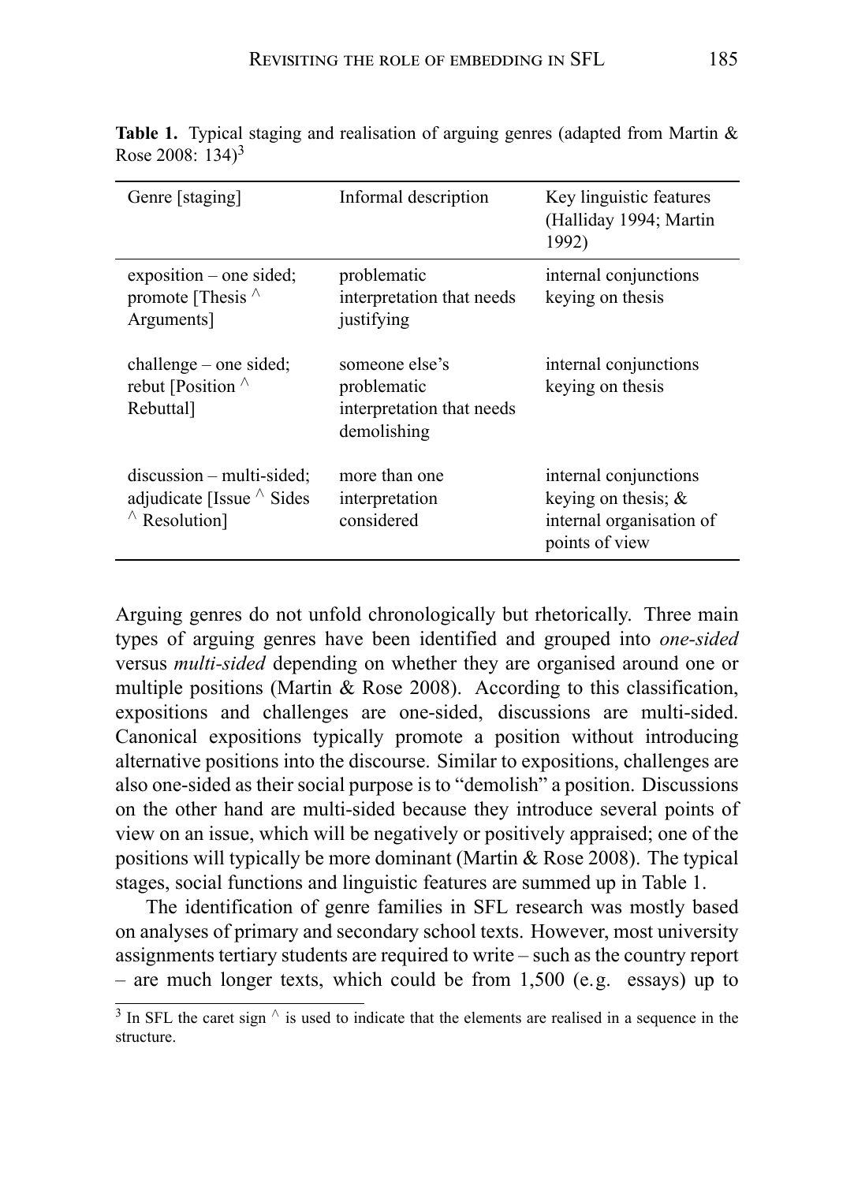**Table 1.** Typical staging and realisation of arguing genres (adapted from Martin & Rose 2008: 134)[3]

| Genre [staging] | Informal description | Key linguistic features (Halliday 1994; Martin 1992) |
|---|---|---|
| exposition – one sided; promote [Thesis ^ Arguments] | problematic interpretation that needs justifying | internal conjunctions keying on thesis |
| challenge – one sided; rebut [Position ^ Rebuttal] | someone else's problematic interpretation that needs demolishing | internal conjunctions keying on thesis |
| discussion – multi-sided; adjudicate [Issue ^ Sides ^ Resolution] | more than one interpretation considered | internal conjunctions keying on thesis; & internal organisation of points of view |

Arguing genres do not unfold chronologically but rhetorically. Three main types of arguing genres have been identified and grouped into *one-sided* versus *multi-sided* depending on whether they are organised around one or multiple positions (Martin & Rose 2008). According to this classification, expositions and challenges are one-sided, discussions are multi-sided. Canonical expositions typically promote a position without introducing alternative positions into the discourse. Similar to expositions, challenges are also one-sided as their social purpose is to "demolish" a position. Discussions on the other hand are multi-sided because they introduce several points of view on an issue, which will be negatively or positively appraised; one of the positions will typically be more dominant (Martin & Rose 2008). The typical stages, social functions and linguistic features are summed up in Table 1.

The identification of genre families in SFL research was mostly based on analyses of primary and secondary school texts. However, most university assignments tertiary students are required to write – such as the country report – are much longer texts, which could be from 1,500 (e.g. essays) up to

[3] In SFL the caret sign ^ is used to indicate that the elements are realised in a sequence in the structure.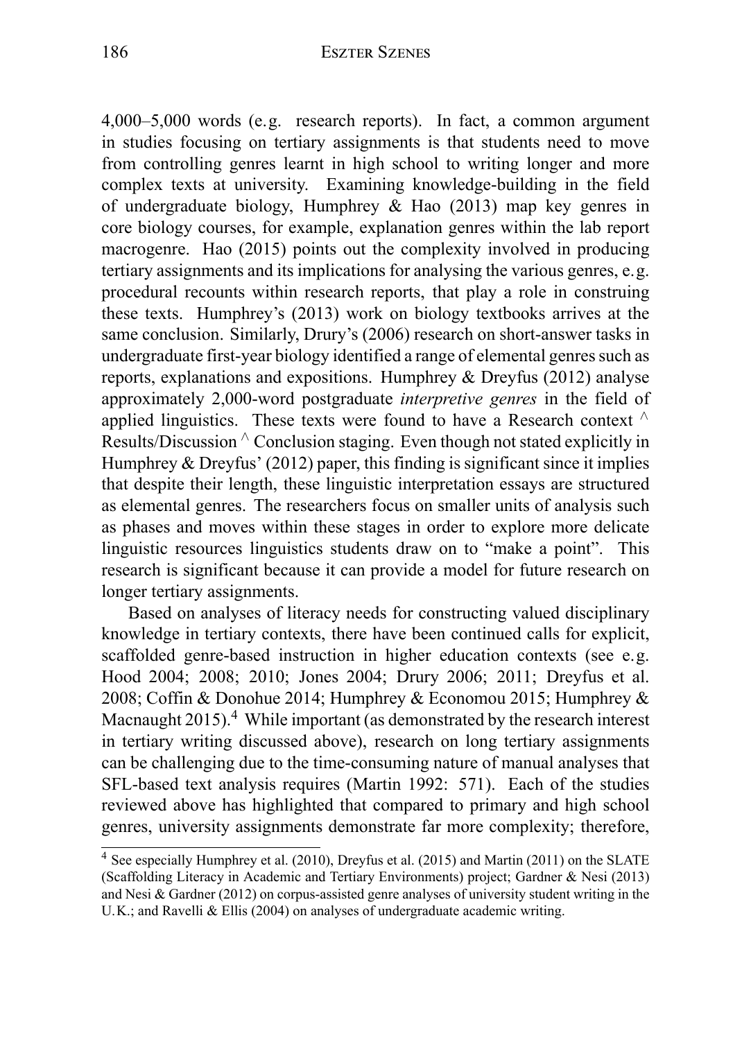4,000–5,000 words (e.g. research reports). In fact, a common argument in studies focusing on tertiary assignments is that students need to move from controlling genres learnt in high school to writing longer and more complex texts at university. Examining knowledge-building in the field of undergraduate biology, Humphrey & Hao (2013) map key genres in core biology courses, for example, explanation genres within the lab report macrogenre. Hao (2015) points out the complexity involved in producing tertiary assignments and its implications for analysing the various genres, e.g. procedural recounts within research reports, that play a role in construing these texts. Humphrey's (2013) work on biology textbooks arrives at the same conclusion. Similarly, Drury's (2006) research on short-answer tasks in undergraduate first-year biology identified a range of elemental genres such as reports, explanations and expositions. Humphrey & Dreyfus (2012) analyse approximately 2,000-word postgraduate *interpretive genres* in the field of applied linguistics. These texts were found to have a Research context ^ Results/Discussion ^ Conclusion staging. Even though not stated explicitly in Humphrey & Dreyfus' (2012) paper, this finding is significant since it implies that despite their length, these linguistic interpretation essays are structured as elemental genres. The researchers focus on smaller units of analysis such as phases and moves within these stages in order to explore more delicate linguistic resources linguistics students draw on to "make a point". This research is significant because it can provide a model for future research on longer tertiary assignments.

Based on analyses of literacy needs for constructing valued disciplinary knowledge in tertiary contexts, there have been continued calls for explicit, scaffolded genre-based instruction in higher education contexts (see e.g. Hood 2004; 2008; 2010; Jones 2004; Drury 2006; 2011; Dreyfus et al. 2008; Coffin & Donohue 2014; Humphrey & Economou 2015; Humphrey & Macnaught 2015).[4] While important (as demonstrated by the research interest in tertiary writing discussed above), research on long tertiary assignments can be challenging due to the time-consuming nature of manual analyses that SFL-based text analysis requires (Martin 1992: 571). Each of the studies reviewed above has highlighted that compared to primary and high school genres, university assignments demonstrate far more complexity; therefore,

[4] See especially Humphrey et al. (2010), Dreyfus et al. (2015) and Martin (2011) on the SLATE (Scaffolding Literacy in Academic and Tertiary Environments) project; Gardner & Nesi (2013) and Nesi & Gardner (2012) on corpus-assisted genre analyses of university student writing in the U.K.; and Ravelli & Ellis (2004) on analyses of undergraduate academic writing.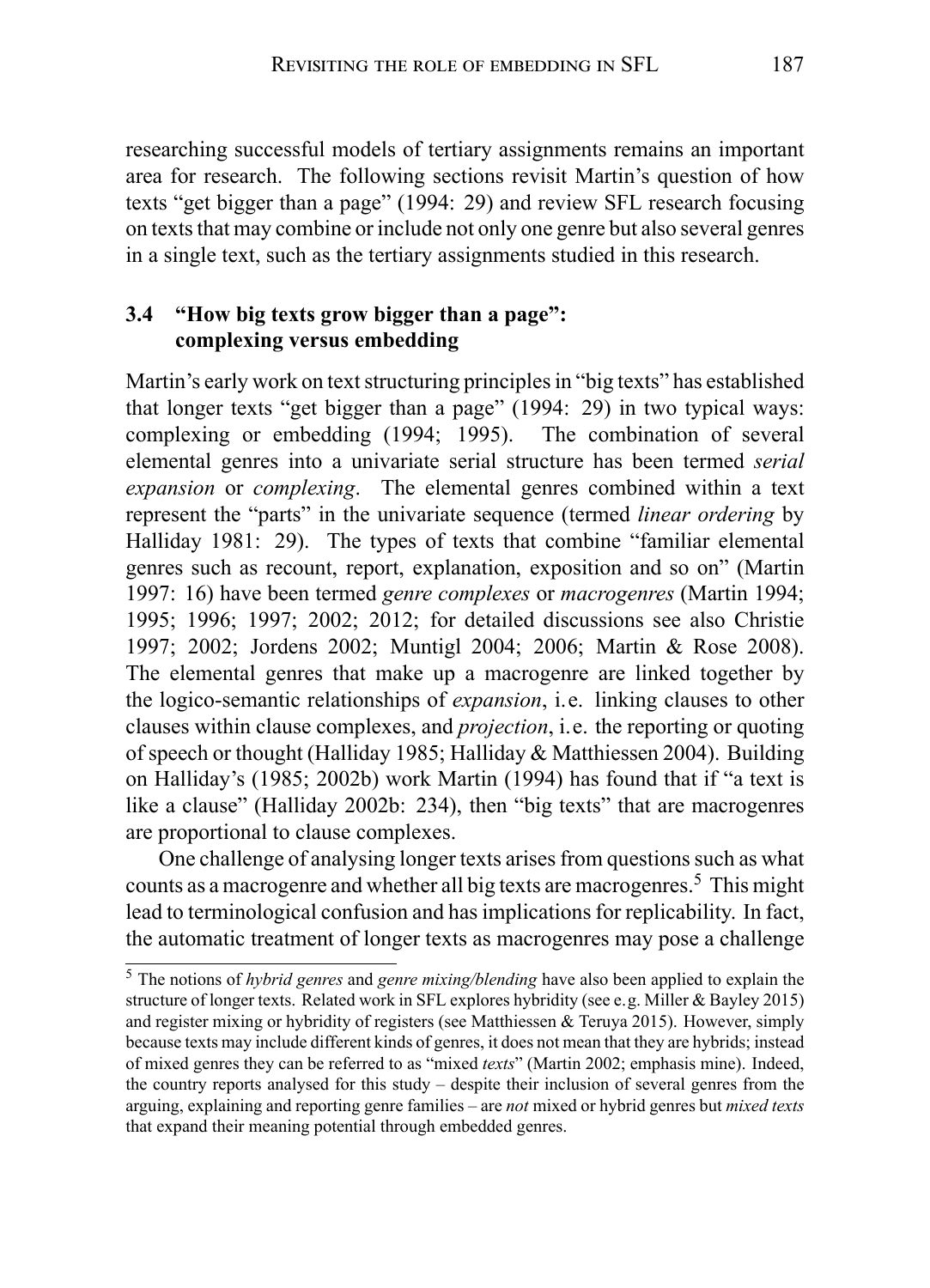researching successful models of tertiary assignments remains an important area for research. The following sections revisit Martin's question of how texts "get bigger than a page" (1994: 29) and review SFL research focusing on texts that may combine or include not only one genre but also several genres in a single text, such as the tertiary assignments studied in this research.

### 3.4 "How big texts grow bigger than a page": complexing versus embedding

Martin's early work on text structuring principles in "big texts" has established that longer texts "get bigger than a page" (1994: 29) in two typical ways: complexing or embedding (1994; 1995). The combination of several elemental genres into a univariate serial structure has been termed *serial expansion* or *complexing*. The elemental genres combined within a text represent the "parts" in the univariate sequence (termed *linear ordering* by Halliday 1981: 29). The types of texts that combine "familiar elemental genres such as recount, report, explanation, exposition and so on" (Martin 1997: 16) have been termed *genre complexes* or *macrogenres* (Martin 1994; 1995; 1996; 1997; 2002; 2012; for detailed discussions see also Christie 1997; 2002; Jordens 2002; Muntigl 2004; 2006; Martin & Rose 2008). The elemental genres that make up a macrogenre are linked together by the logico-semantic relationships of *expansion*, i.e. linking clauses to other clauses within clause complexes, and *projection*, i.e. the reporting or quoting of speech or thought (Halliday 1985; Halliday & Matthiessen 2004). Building on Halliday's (1985; 2002b) work Martin (1994) has found that if "a text is like a clause" (Halliday 2002b: 234), then "big texts" that are macrogenres are proportional to clause complexes.

One challenge of analysing longer texts arises from questions such as what counts as a macrogenre and whether all big texts are macrogenres.[5] This might lead to terminological confusion and has implications for replicability. In fact, the automatic treatment of longer texts as macrogenres may pose a challenge

---

[5] The notions of *hybrid genres* and *genre mixing/blending* have also been applied to explain the structure of longer texts. Related work in SFL explores hybridity (see e.g. Miller & Bayley 2015) and register mixing or hybridity of registers (see Matthiessen & Teruya 2015). However, simply because texts may include different kinds of genres, it does not mean that they are hybrids; instead of mixed genres they can be referred to as "mixed *texts*" (Martin 2002; emphasis mine). Indeed, the country reports analysed for this study – despite their inclusion of several genres from the arguing, explaining and reporting genre families – are *not* mixed or hybrid genres but *mixed texts* that expand their meaning potential through embedded genres.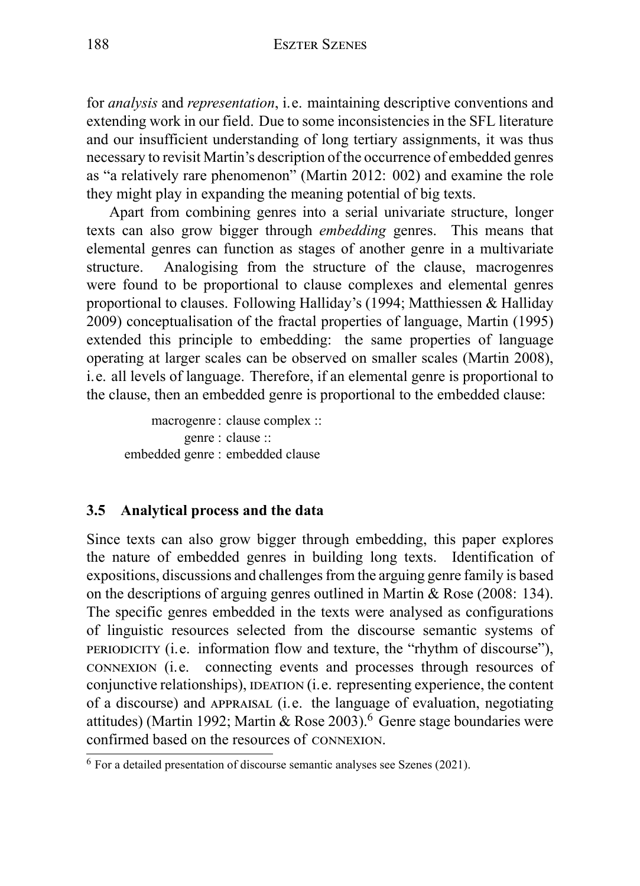for *analysis* and *representation*, i.e. maintaining descriptive conventions and extending work in our field. Due to some inconsistencies in the SFL literature and our insufficient understanding of long tertiary assignments, it was thus necessary to revisit Martin's description of the occurrence of embedded genres as "a relatively rare phenomenon" (Martin 2012: 002) and examine the role they might play in expanding the meaning potential of big texts.

Apart from combining genres into a serial univariate structure, longer texts can also grow bigger through *embedding* genres. This means that elemental genres can function as stages of another genre in a multivariate structure. Analogising from the structure of the clause, macrogenres were found to be proportional to clause complexes and elemental genres proportional to clauses. Following Halliday's (1994; Matthiessen & Halliday 2009) conceptualisation of the fractal properties of language, Martin (1995) extended this principle to embedding: the same properties of language operating at larger scales can be observed on smaller scales (Martin 2008), i.e. all levels of language. Therefore, if an elemental genre is proportional to the clause, then an embedded genre is proportional to the embedded clause:

macrogenre : clause complex ::
genre : clause ::
embedded genre : embedded clause

### 3.5 Analytical process and the data

Since texts can also grow bigger through embedding, this paper explores the nature of embedded genres in building long texts. Identification of expositions, discussions and challenges from the arguing genre family is based on the descriptions of arguing genres outlined in Martin & Rose (2008: 134). The specific genres embedded in the texts were analysed as configurations of linguistic resources selected from the discourse semantic systems of PERIODICITY (i.e. information flow and texture, the "rhythm of discourse"), CONNEXION (i.e. connecting events and processes through resources of conjunctive relationships), IDEATION (i.e. representing experience, the content of a discourse) and APPRAISAL (i.e. the language of evaluation, negotiating attitudes) (Martin 1992; Martin & Rose 2003).[6] Genre stage boundaries were confirmed based on the resources of CONNEXION.

[6] For a detailed presentation of discourse semantic analyses see Szenes (2021).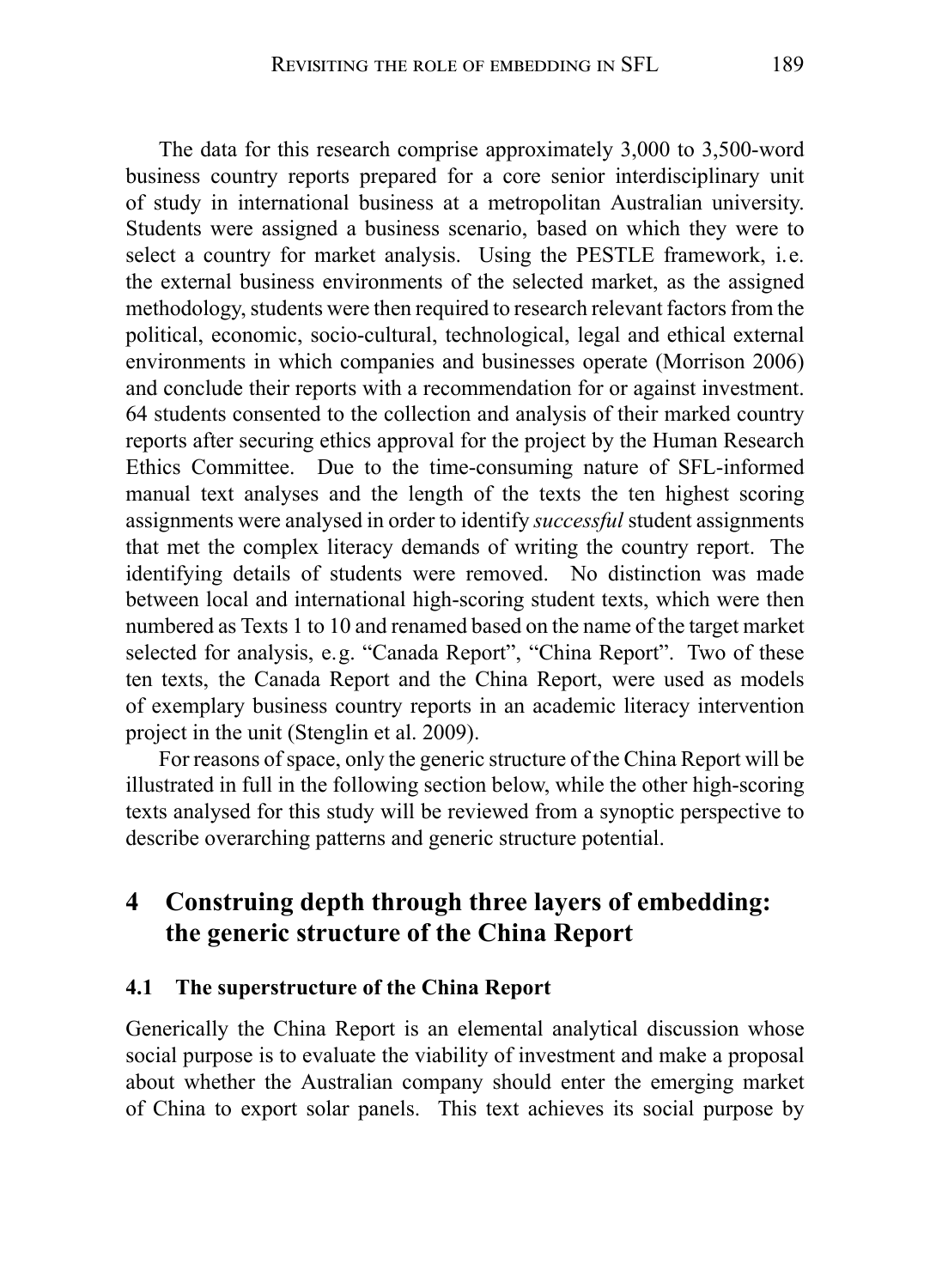The data for this research comprise approximately 3,000 to 3,500-word business country reports prepared for a core senior interdisciplinary unit of study in international business at a metropolitan Australian university. Students were assigned a business scenario, based on which they were to select a country for market analysis. Using the PESTLE framework, i.e. the external business environments of the selected market, as the assigned methodology, students were then required to research relevant factors from the political, economic, socio-cultural, technological, legal and ethical external environments in which companies and businesses operate (Morrison 2006) and conclude their reports with a recommendation for or against investment. 64 students consented to the collection and analysis of their marked country reports after securing ethics approval for the project by the Human Research Ethics Committee. Due to the time-consuming nature of SFL-informed manual text analyses and the length of the texts the ten highest scoring assignments were analysed in order to identify *successful* student assignments that met the complex literacy demands of writing the country report. The identifying details of students were removed. No distinction was made between local and international high-scoring student texts, which were then numbered as Texts 1 to 10 and renamed based on the name of the target market selected for analysis, e.g. "Canada Report", "China Report". Two of these ten texts, the Canada Report and the China Report, were used as models of exemplary business country reports in an academic literacy intervention project in the unit (Stenglin et al. 2009).

For reasons of space, only the generic structure of the China Report will be illustrated in full in the following section below, while the other high-scoring texts analysed for this study will be reviewed from a synoptic perspective to describe overarching patterns and generic structure potential.

## 4 Construing depth through three layers of embedding: the generic structure of the China Report

### 4.1 The superstructure of the China Report

Generically the China Report is an elemental analytical discussion whose social purpose is to evaluate the viability of investment and make a proposal about whether the Australian company should enter the emerging market of China to export solar panels. This text achieves its social purpose by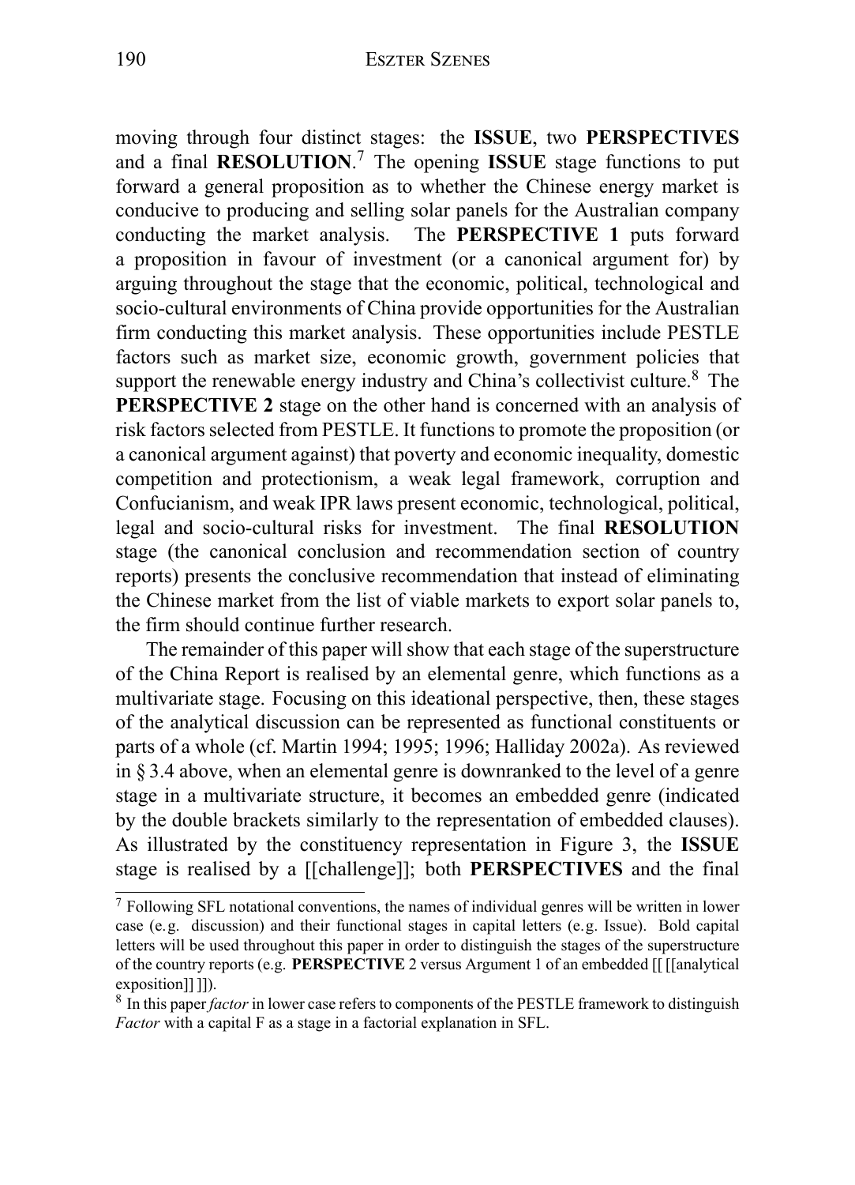moving through four distinct stages: the **ISSUE**, two **PERSPECTIVES** and a final **RESOLUTION**.[7] The opening **ISSUE** stage functions to put forward a general proposition as to whether the Chinese energy market is conducive to producing and selling solar panels for the Australian company conducting the market analysis. The **PERSPECTIVE 1** puts forward a proposition in favour of investment (or a canonical argument for) by arguing throughout the stage that the economic, political, technological and socio-cultural environments of China provide opportunities for the Australian firm conducting this market analysis. These opportunities include PESTLE factors such as market size, economic growth, government policies that support the renewable energy industry and China's collectivist culture.[8] The **PERSPECTIVE 2** stage on the other hand is concerned with an analysis of risk factors selected from PESTLE. It functions to promote the proposition (or a canonical argument against) that poverty and economic inequality, domestic competition and protectionism, a weak legal framework, corruption and Confucianism, and weak IPR laws present economic, technological, political, legal and socio-cultural risks for investment. The final **RESOLUTION** stage (the canonical conclusion and recommendation section of country reports) presents the conclusive recommendation that instead of eliminating the Chinese market from the list of viable markets to export solar panels to, the firm should continue further research.

The remainder of this paper will show that each stage of the superstructure of the China Report is realised by an elemental genre, which functions as a multivariate stage. Focusing on this ideational perspective, then, these stages of the analytical discussion can be represented as functional constituents or parts of a whole (cf. Martin 1994; 1995; 1996; Halliday 2002a). As reviewed in § 3.4 above, when an elemental genre is downranked to the level of a genre stage in a multivariate structure, it becomes an embedded genre (indicated by the double brackets similarly to the representation of embedded clauses). As illustrated by the constituency representation in Figure 3, the **ISSUE** stage is realised by a [[challenge]]; both **PERSPECTIVES** and the final

[7] Following SFL notational conventions, the names of individual genres will be written in lower case (e.g. discussion) and their functional stages in capital letters (e.g. Issue). Bold capital letters will be used throughout this paper in order to distinguish the stages of the superstructure of the country reports (e.g. **PERSPECTIVE** 2 versus Argument 1 of an embedded [[ [[analytical exposition]] ]]).

[8] In this paper *factor* in lower case refers to components of the PESTLE framework to distinguish *Factor* with a capital F as a stage in a factorial explanation in SFL.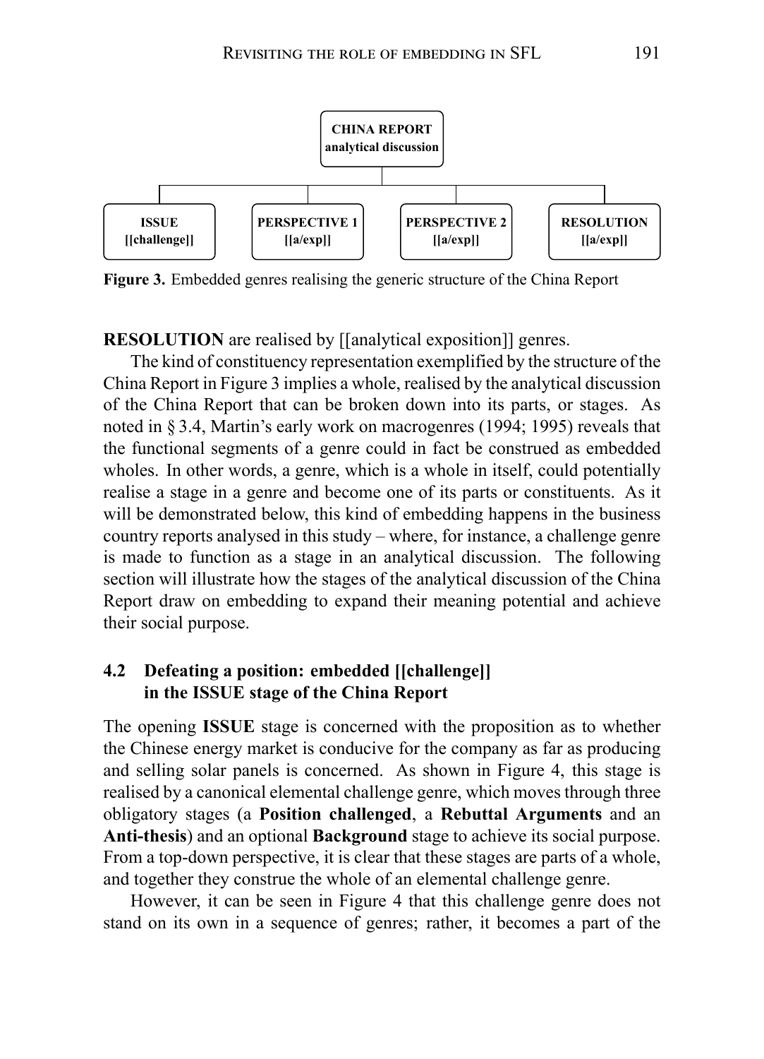CHINA REPORT
analytical discussion

| ISSUE [[challenge]] | PERSPECTIVE 1 [[a/exp]] | PERSPECTIVE 2 [[a/exp]] | RESOLUTION [[a/exp]] |
|---|---|---|---|

**Figure 3.** Embedded genres realising the generic structure of the China Report

**RESOLUTION** are realised by [[analytical exposition]] genres.

The kind of constituency representation exemplified by the structure of the China Report in Figure 3 implies a whole, realised by the analytical discussion of the China Report that can be broken down into its parts, or stages. As noted in § 3.4, Martin's early work on macrogenres (1994; 1995) reveals that the functional segments of a genre could in fact be construed as embedded wholes. In other words, a genre, which is a whole in itself, could potentially realise a stage in a genre and become one of its parts or constituents. As it will be demonstrated below, this kind of embedding happens in the business country reports analysed in this study – where, for instance, a challenge genre is made to function as a stage in an analytical discussion. The following section will illustrate how the stages of the analytical discussion of the China Report draw on embedding to expand their meaning potential and achieve their social purpose.

### 4.2 Defeating a position: embedded [[challenge]] in the ISSUE stage of the China Report

The opening **ISSUE** stage is concerned with the proposition as to whether the Chinese energy market is conducive for the company as far as producing and selling solar panels is concerned. As shown in Figure 4, this stage is realised by a canonical elemental challenge genre, which moves through three obligatory stages (a **Position challenged**, a **Rebuttal Arguments** and an **Anti-thesis**) and an optional **Background** stage to achieve its social purpose. From a top-down perspective, it is clear that these stages are parts of a whole, and together they construe the whole of an elemental challenge genre.

However, it can be seen in Figure 4 that this challenge genre does not stand on its own in a sequence of genres; rather, it becomes a part of the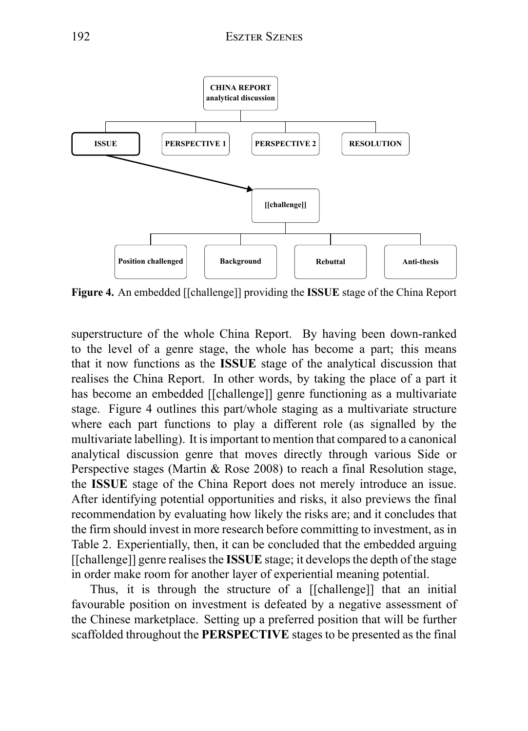**Figure 4.** An embedded [[challenge]] providing the **ISSUE** stage of the China Report

superstructure of the whole China Report. By having been down-ranked to the level of a genre stage, the whole has become a part; this means that it now functions as the **ISSUE** stage of the analytical discussion that realises the China Report. In other words, by taking the place of a part it has become an embedded [[challenge]] genre functioning as a multivariate stage. Figure 4 outlines this part/whole staging as a multivariate structure where each part functions to play a different role (as signalled by the multivariate labelling). It is important to mention that compared to a canonical analytical discussion genre that moves directly through various Side or Perspective stages (Martin & Rose 2008) to reach a final Resolution stage, the **ISSUE** stage of the China Report does not merely introduce an issue. After identifying potential opportunities and risks, it also previews the final recommendation by evaluating how likely the risks are; and it concludes that the firm should invest in more research before committing to investment, as in Table 2. Experientially, then, it can be concluded that the embedded arguing [[challenge]] genre realises the **ISSUE** stage; it develops the depth of the stage in order make room for another layer of experiential meaning potential.

Thus, it is through the structure of a [[challenge]] that an initial favourable position on investment is defeated by a negative assessment of the Chinese marketplace. Setting up a preferred position that will be further scaffolded throughout the **PERSPECTIVE** stages to be presented as the final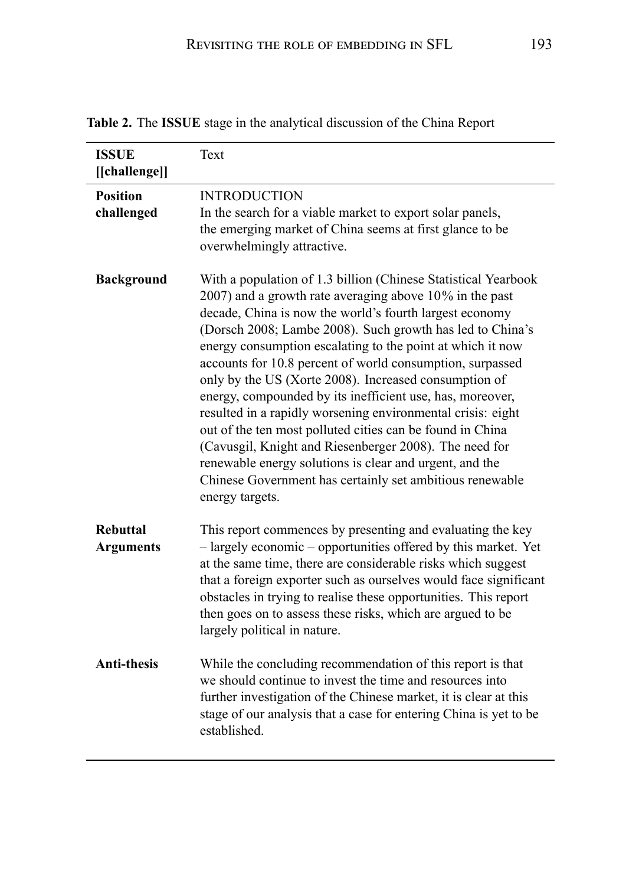**Table 2.** The **ISSUE** stage in the analytical discussion of the China Report

| **ISSUE [[challenge]]** | Text |
|---|---|
| **Position challenged** | INTRODUCTION<br>In the search for a viable market to export solar panels, the emerging market of China seems at first glance to be overwhelmingly attractive. |
| **Background** | With a population of 1.3 billion (Chinese Statistical Yearbook 2007) and a growth rate averaging above 10% in the past decade, China is now the world's fourth largest economy (Dorsch 2008; Lambe 2008). Such growth has led to China's energy consumption escalating to the point at which it now accounts for 10.8 percent of world consumption, surpassed only by the US (Xorte 2008). Increased consumption of energy, compounded by its inefficient use, has, moreover, resulted in a rapidly worsening environmental crisis: eight out of the ten most polluted cities can be found in China (Cavusgil, Knight and Riesenberger 2008). The need for renewable energy solutions is clear and urgent, and the Chinese Government has certainly set ambitious renewable energy targets. |
| **Rebuttal Arguments** | This report commences by presenting and evaluating the key – largely economic – opportunities offered by this market. Yet at the same time, there are considerable risks which suggest that a foreign exporter such as ourselves would face significant obstacles in trying to realise these opportunities. This report then goes on to assess these risks, which are argued to be largely political in nature. |
| **Anti-thesis** | While the concluding recommendation of this report is that we should continue to invest the time and resources into further investigation of the Chinese market, it is clear at this stage of our analysis that a case for entering China is yet to be established. |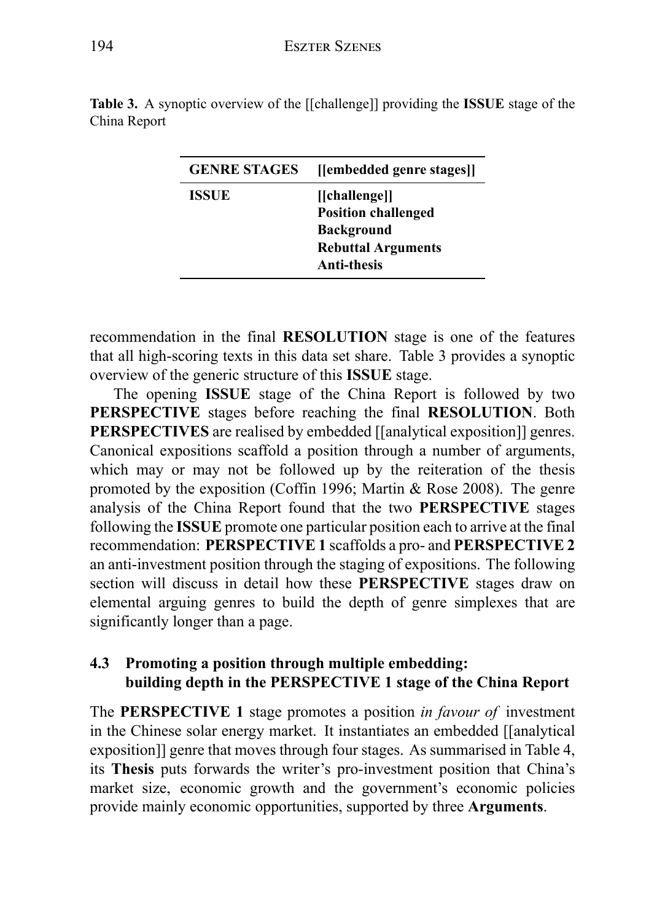**Table 3.** A synoptic overview of the [[challenge]] providing the **ISSUE** stage of the China Report

| GENRE STAGES | [[embedded genre stages]] |
|---|---|
| **ISSUE** | **[[challenge]]**<br>**Position challenged**<br>**Background**<br>**Rebuttal Arguments**<br>**Anti-thesis** |

recommendation in the final **RESOLUTION** stage is one of the features that all high-scoring texts in this data set share. Table 3 provides a synoptic overview of the generic structure of this **ISSUE** stage.

The opening **ISSUE** stage of the China Report is followed by two **PERSPECTIVE** stages before reaching the final **RESOLUTION**. Both **PERSPECTIVES** are realised by embedded [[analytical exposition]] genres. Canonical expositions scaffold a position through a number of arguments, which may or may not be followed up by the reiteration of the thesis promoted by the exposition (Coffin 1996; Martin & Rose 2008). The genre analysis of the China Report found that the two **PERSPECTIVE** stages following the **ISSUE** promote one particular position each to arrive at the final recommendation: **PERSPECTIVE 1** scaffolds a pro- and **PERSPECTIVE 2** an anti-investment position through the staging of expositions. The following section will discuss in detail how these **PERSPECTIVE** stages draw on elemental arguing genres to build the depth of genre simplexes that are significantly longer than a page.

### 4.3 Promoting a position through multiple embedding: building depth in the PERSPECTIVE 1 stage of the China Report

The **PERSPECTIVE 1** stage promotes a position *in favour of* investment in the Chinese solar energy market. It instantiates an embedded [[analytical exposition]] genre that moves through four stages. As summarised in Table 4, its **Thesis** puts forwards the writer's pro-investment position that China's market size, economic growth and the government's economic policies provide mainly economic opportunities, supported by three **Arguments**.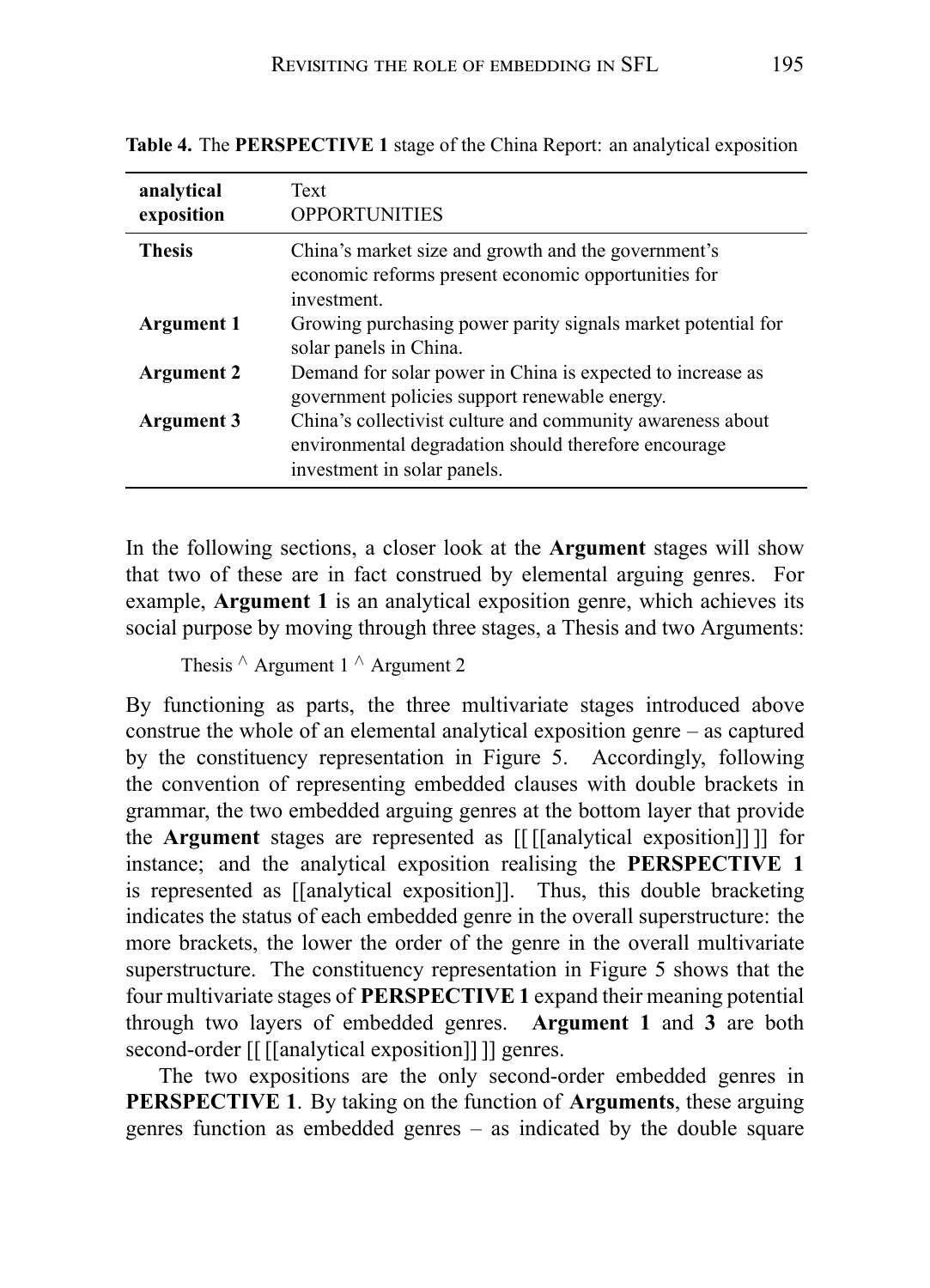**Table 4.** The **PERSPECTIVE 1** stage of the China Report: an analytical exposition

| **analytical exposition** | Text OPPORTUNITIES |
|---|---|
| **Thesis** | China's market size and growth and the government's economic reforms present economic opportunities for investment. |
| **Argument 1** | Growing purchasing power parity signals market potential for solar panels in China. |
| **Argument 2** | Demand for solar power in China is expected to increase as government policies support renewable energy. |
| **Argument 3** | China's collectivist culture and community awareness about environmental degradation should therefore encourage investment in solar panels. |

In the following sections, a closer look at the **Argument** stages will show that two of these are in fact construed by elemental arguing genres. For example, **Argument 1** is an analytical exposition genre, which achieves its social purpose by moving through three stages, a Thesis and two Arguments:

Thesis ^ Argument 1 ^ Argument 2

By functioning as parts, the three multivariate stages introduced above construe the whole of an elemental analytical exposition genre – as captured by the constituency representation in Figure 5. Accordingly, following the convention of representing embedded clauses with double brackets in grammar, the two embedded arguing genres at the bottom layer that provide the **Argument** stages are represented as [[ [[analytical exposition]] ]] for instance; and the analytical exposition realising the **PERSPECTIVE 1** is represented as [[analytical exposition]]. Thus, this double bracketing indicates the status of each embedded genre in the overall superstructure: the more brackets, the lower the order of the genre in the overall multivariate superstructure. The constituency representation in Figure 5 shows that the four multivariate stages of **PERSPECTIVE 1** expand their meaning potential through two layers of embedded genres. **Argument 1** and **3** are both second-order [[ [[analytical exposition]] ]] genres.

The two expositions are the only second-order embedded genres in **PERSPECTIVE 1**. By taking on the function of **Arguments**, these arguing genres function as embedded genres – as indicated by the double square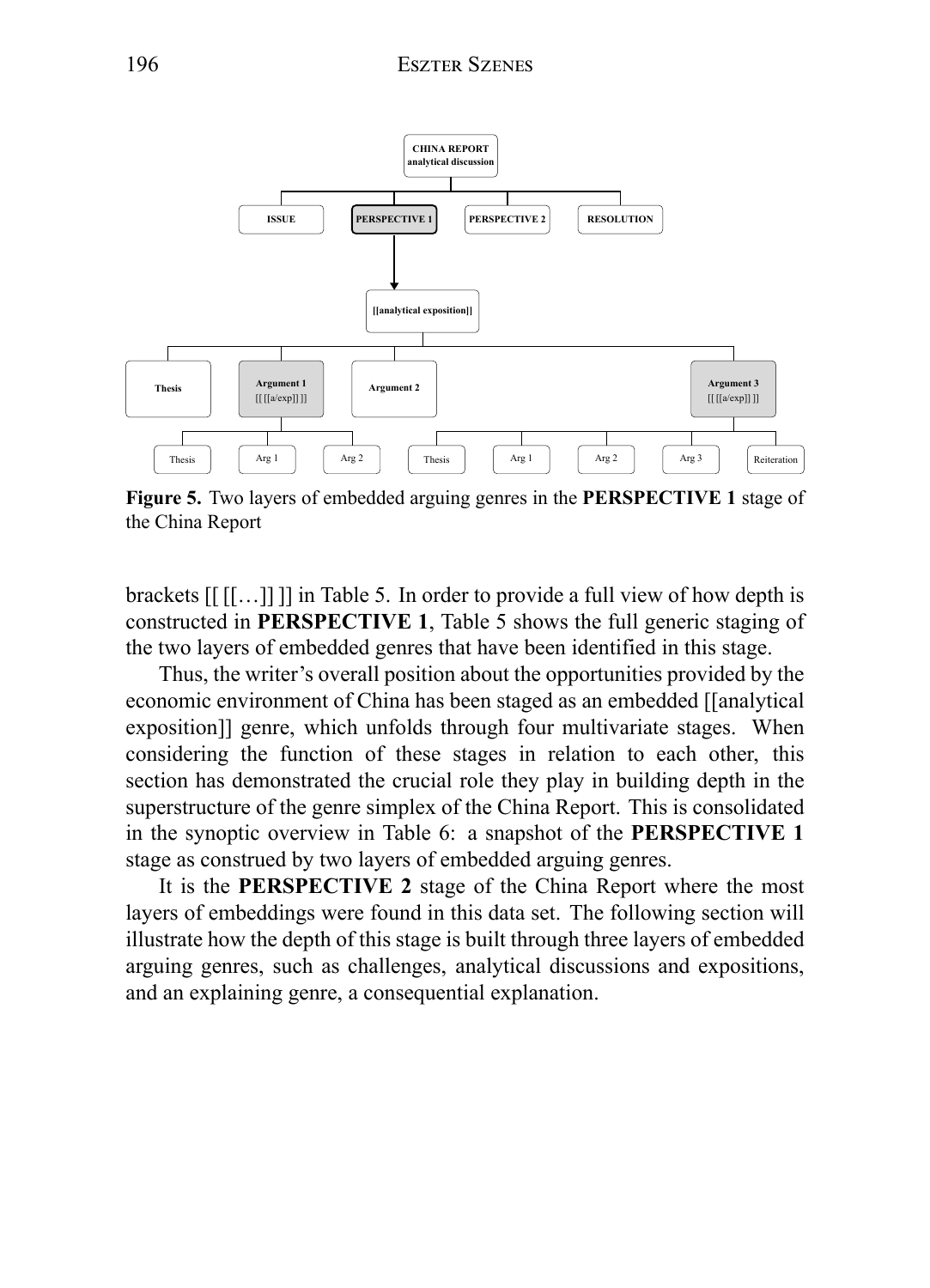**Figure 5.** Two layers of embedded arguing genres in the **PERSPECTIVE 1** stage of the China Report

brackets [[ [[…]] ]] in Table 5. In order to provide a full view of how depth is constructed in **PERSPECTIVE 1**, Table 5 shows the full generic staging of the two layers of embedded genres that have been identified in this stage.

Thus, the writer's overall position about the opportunities provided by the economic environment of China has been staged as an embedded [[analytical exposition]] genre, which unfolds through four multivariate stages. When considering the function of these stages in relation to each other, this section has demonstrated the crucial role they play in building depth in the superstructure of the genre simplex of the China Report. This is consolidated in the synoptic overview in Table 6: a snapshot of the **PERSPECTIVE 1** stage as construed by two layers of embedded arguing genres.

It is the **PERSPECTIVE 2** stage of the China Report where the most layers of embeddings were found in this data set. The following section will illustrate how the depth of this stage is built through three layers of embedded arguing genres, such as challenges, analytical discussions and expositions, and an explaining genre, a consequential explanation.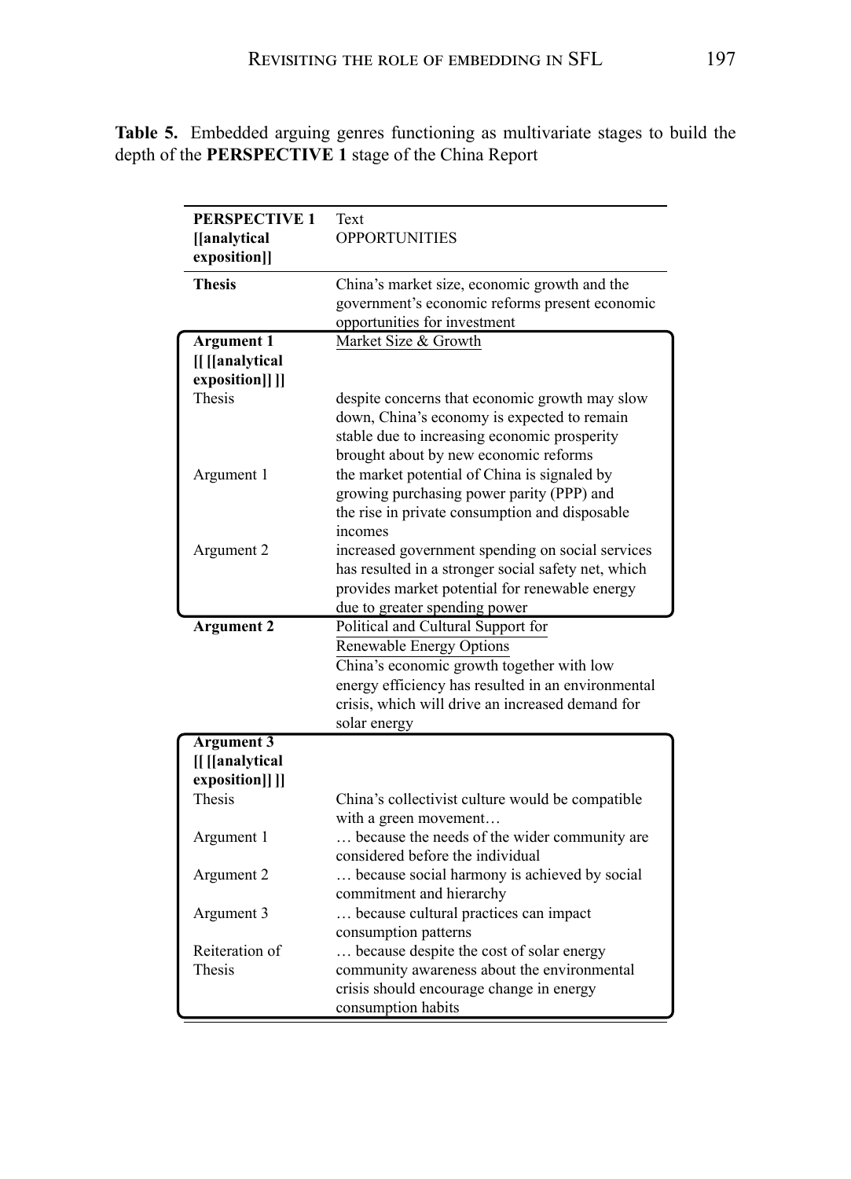**Table 5.** Embedded arguing genres functioning as multivariate stages to build the depth of the **PERSPECTIVE 1** stage of the China Report

| **PERSPECTIVE 1 [[analytical exposition]]** | Text OPPORTUNITIES |
|---|---|
| **Thesis** | China's market size, economic growth and the government's economic reforms present economic opportunities for investment |
| **Argument 1 [[ [[analytical exposition]] ]]** | Market Size & Growth |
| Thesis | despite concerns that economic growth may slow down, China's economy is expected to remain stable due to increasing economic prosperity brought about by new economic reforms |
| Argument 1 | the market potential of China is signaled by growing purchasing power parity (PPP) and the rise in private consumption and disposable incomes |
| Argument 2 | increased government spending on social services has resulted in a stronger social safety net, which provides market potential for renewable energy due to greater spending power |
| **Argument 2** | Political and Cultural Support for Renewable Energy Options China's economic growth together with low energy efficiency has resulted in an environmental crisis, which will drive an increased demand for solar energy |
| **Argument 3 [[ [[analytical exposition]] ]]** | |
| Thesis | China's collectivist culture would be compatible with a green movement… |
| Argument 1 | … because the needs of the wider community are considered before the individual |
| Argument 2 | … because social harmony is achieved by social commitment and hierarchy |
| Argument 3 | … because cultural practices can impact consumption patterns |
| Reiteration of Thesis | … because despite the cost of solar energy community awareness about the environmental crisis should encourage change in energy consumption habits |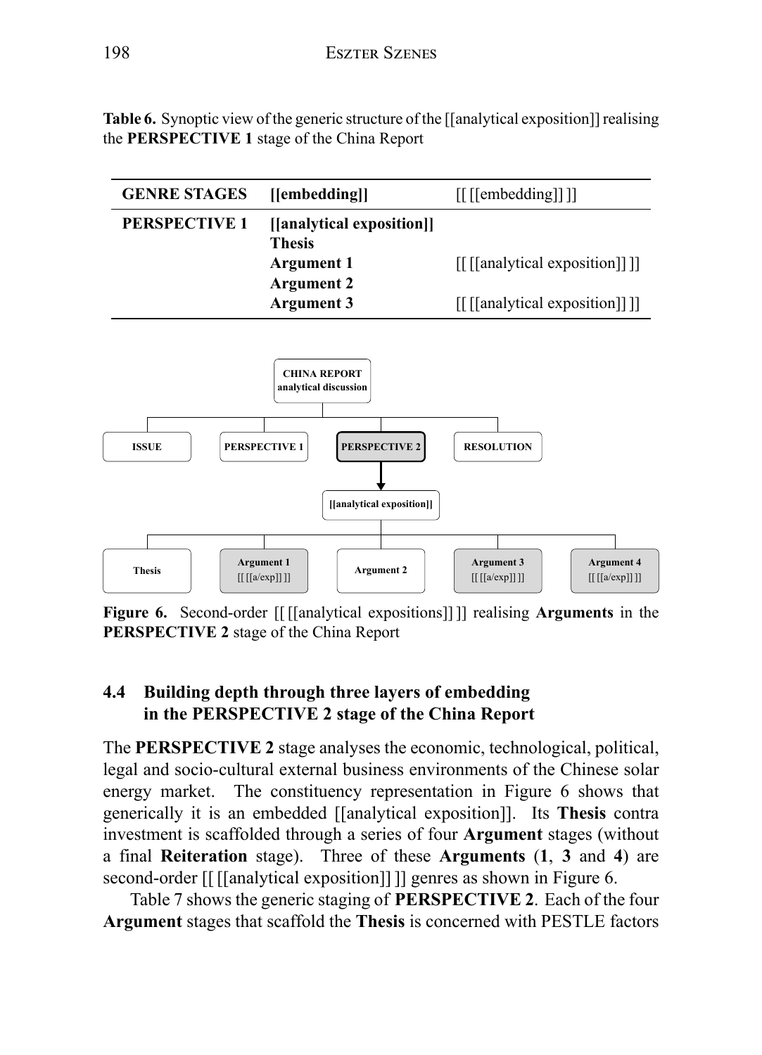**Table 6.** Synoptic view of the generic structure of the [[analytical exposition]] realising the **PERSPECTIVE 1** stage of the China Report

| **GENRE STAGES** | **[[embedding]]** | [[ [[embedding]] ]] |
|---|---|---|
| **PERSPECTIVE 1** | **[[analytical exposition]]** | |
| | **Thesis** | |
| | **Argument 1** | [[ [[analytical exposition]] ]] |
| | **Argument 2** | |
| | **Argument 3** | [[ [[analytical exposition]] ]] |

**Figure 6.** Second-order [[ [[analytical expositions]] ]] realising **Arguments** in the **PERSPECTIVE 2** stage of the China Report

## 4.4 Building depth through three layers of embedding in the PERSPECTIVE 2 stage of the China Report

The **PERSPECTIVE 2** stage analyses the economic, technological, political, legal and socio-cultural external business environments of the Chinese solar energy market. The constituency representation in Figure 6 shows that generically it is an embedded [[analytical exposition]]. Its **Thesis** contra investment is scaffolded through a series of four **Argument** stages (without a final **Reiteration** stage). Three of these **Arguments** (**1**, **3** and **4**) are second-order [[ [[analytical exposition]] ]] genres as shown in Figure 6.

Table 7 shows the generic staging of **PERSPECTIVE 2**. Each of the four **Argument** stages that scaffold the **Thesis** is concerned with PESTLE factors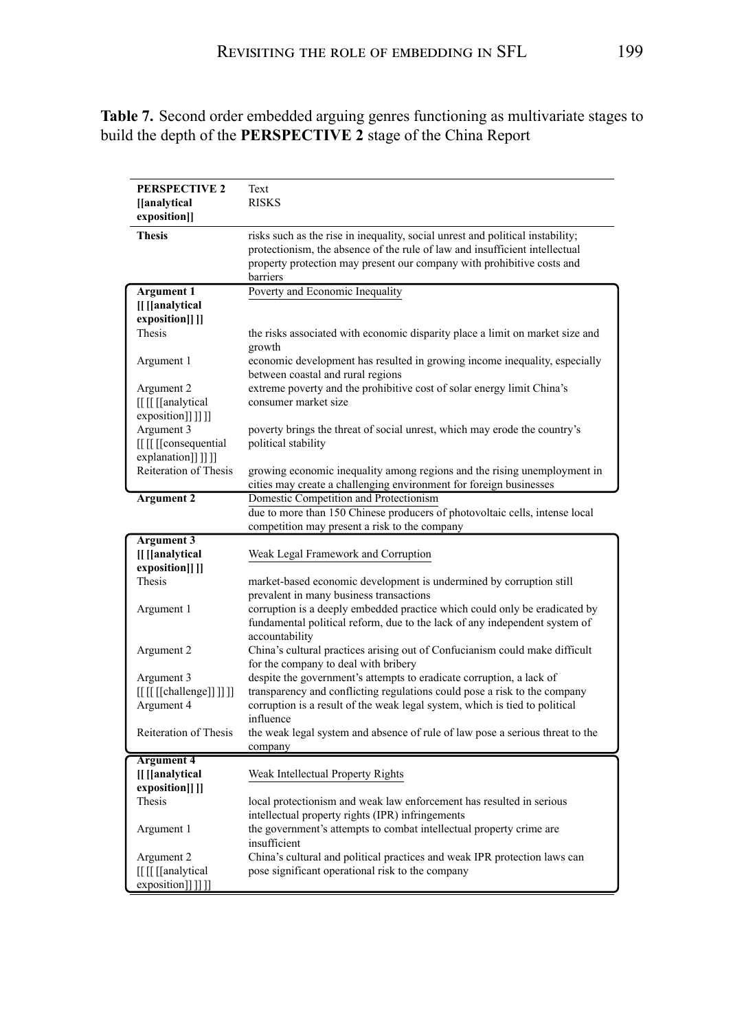**Table 7.** Second order embedded arguing genres functioning as multivariate stages to build the depth of the **PERSPECTIVE 2** stage of the China Report

| **PERSPECTIVE 2 [[analytical exposition]]** | Text RISKS |
|---|---|
| **Thesis** | risks such as the rise in inequality, social unrest and political instability; protectionism, the absence of the rule of law and insufficient intellectual property protection may present our company with prohibitive costs and barriers |
| **Argument 1 [[ [[analytical exposition]] ]]** | Poverty and Economic Inequality |
| Thesis | the risks associated with economic disparity place a limit on market size and growth |
| Argument 1 | economic development has resulted in growing income inequality, especially between coastal and rural regions |
| Argument 2 [[ [[ [[analytical exposition]] ]] ]] | extreme poverty and the prohibitive cost of solar energy limit China's consumer market size |
| Argument 3 [[ [[ [[consequential explanation]] ]] ]] | poverty brings the threat of social unrest, which may erode the country's political stability |
| Reiteration of Thesis | growing economic inequality among regions and the rising unemployment in cities may create a challenging environment for foreign businesses |
| **Argument 2** | Domestic Competition and Protectionism due to more than 150 Chinese producers of photovoltaic cells, intense local competition may present a risk to the company |
| **Argument 3 [[ [[analytical exposition]] ]]** | Weak Legal Framework and Corruption |
| Thesis | market-based economic development is undermined by corruption still prevalent in many business transactions |
| Argument 1 | corruption is a deeply embedded practice which could only be eradicated by fundamental political reform, due to the lack of any independent system of accountability |
| Argument 2 | China's cultural practices arising out of Confucianism could make difficult for the company to deal with bribery |
| Argument 3 [[ [[ [[challenge]] ]] ]] | despite the government's attempts to eradicate corruption, a lack of transparency and conflicting regulations could pose a risk to the company |
| Argument 4 | corruption is a result of the weak legal system, which is tied to political influence |
| Reiteration of Thesis | the weak legal system and absence of rule of law pose a serious threat to the company |
| **Argument 4 [[ [[analytical exposition]] ]]** | Weak Intellectual Property Rights |
| Thesis | local protectionism and weak law enforcement has resulted in serious intellectual property rights (IPR) infringements |
| Argument 1 | the government's attempts to combat intellectual property crime are insufficient |
| Argument 2 [[ [[ [[analytical exposition]] ]] ]] | China's cultural and political practices and weak IPR protection laws can pose significant operational risk to the company |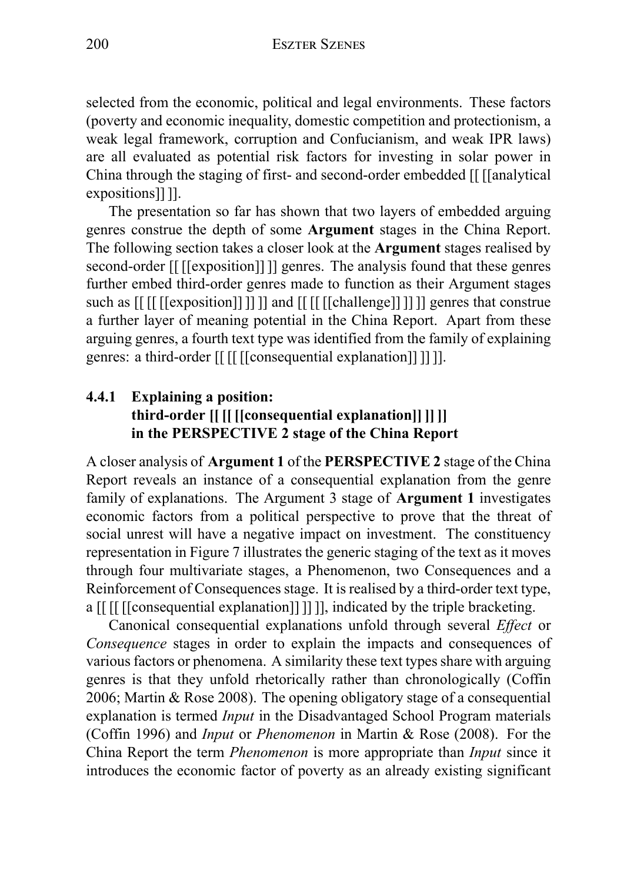selected from the economic, political and legal environments. These factors (poverty and economic inequality, domestic competition and protectionism, a weak legal framework, corruption and Confucianism, and weak IPR laws) are all evaluated as potential risk factors for investing in solar power in China through the staging of first- and second-order embedded [[ [[analytical expositions]] ]].

The presentation so far has shown that two layers of embedded arguing genres construe the depth of some **Argument** stages in the China Report. The following section takes a closer look at the **Argument** stages realised by second-order [[ [[exposition]] ]] genres. The analysis found that these genres further embed third-order genres made to function as their Argument stages such as [[ [[ [[exposition]] ]] ]] and [[ [[ [[challenge]] ]] ]] genres that construe a further layer of meaning potential in the China Report. Apart from these arguing genres, a fourth text type was identified from the family of explaining genres: a third-order [[ [[ [[consequential explanation]] ]] ]].

### 4.4.1 Explaining a position: third-order [[ [[ [[consequential explanation]] ]] ]] in the PERSPECTIVE 2 stage of the China Report

A closer analysis of **Argument 1** of the **PERSPECTIVE 2** stage of the China Report reveals an instance of a consequential explanation from the genre family of explanations. The Argument 3 stage of **Argument 1** investigates economic factors from a political perspective to prove that the threat of social unrest will have a negative impact on investment. The constituency representation in Figure 7 illustrates the generic staging of the text as it moves through four multivariate stages, a Phenomenon, two Consequences and a Reinforcement of Consequences stage. It is realised by a third-order text type, a [[ [[ [[consequential explanation]] ]] ]], indicated by the triple bracketing.

Canonical consequential explanations unfold through several *Effect* or *Consequence* stages in order to explain the impacts and consequences of various factors or phenomena. A similarity these text types share with arguing genres is that they unfold rhetorically rather than chronologically (Coffin 2006; Martin & Rose 2008). The opening obligatory stage of a consequential explanation is termed *Input* in the Disadvantaged School Program materials (Coffin 1996) and *Input* or *Phenomenon* in Martin & Rose (2008). For the China Report the term *Phenomenon* is more appropriate than *Input* since it introduces the economic factor of poverty as an already existing significant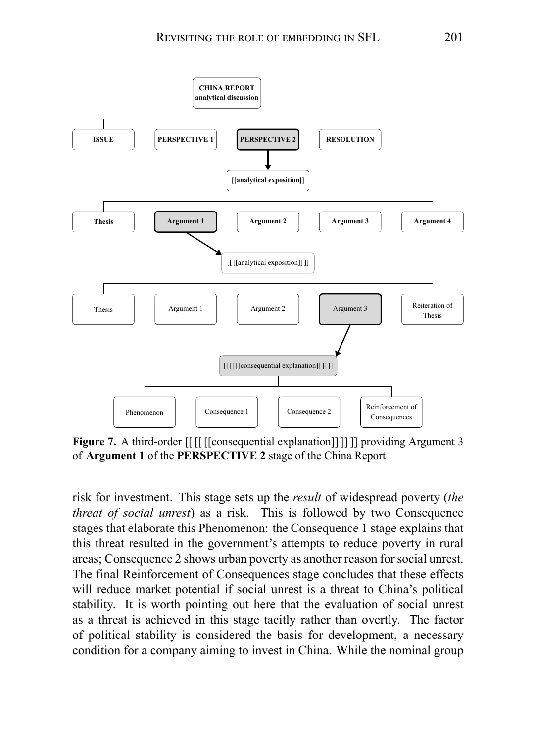**Figure 7.** A third-order [[ [[ [[consequential explanation]] ]] ]] providing Argument 3 of **Argument 1** of the **PERSPECTIVE 2** stage of the China Report

risk for investment. This stage sets up the *result* of widespread poverty (*the threat of social unrest*) as a risk. This is followed by two Consequence stages that elaborate this Phenomenon: the Consequence 1 stage explains that this threat resulted in the government's attempts to reduce poverty in rural areas; Consequence 2 shows urban poverty as another reason for social unrest. The final Reinforcement of Consequences stage concludes that these effects will reduce market potential if social unrest is a threat to China's political stability. It is worth pointing out here that the evaluation of social unrest as a threat is achieved in this stage tacitly rather than overtly. The factor of political stability is considered the basis for development, a necessary condition for a company aiming to invest in China. While the nominal group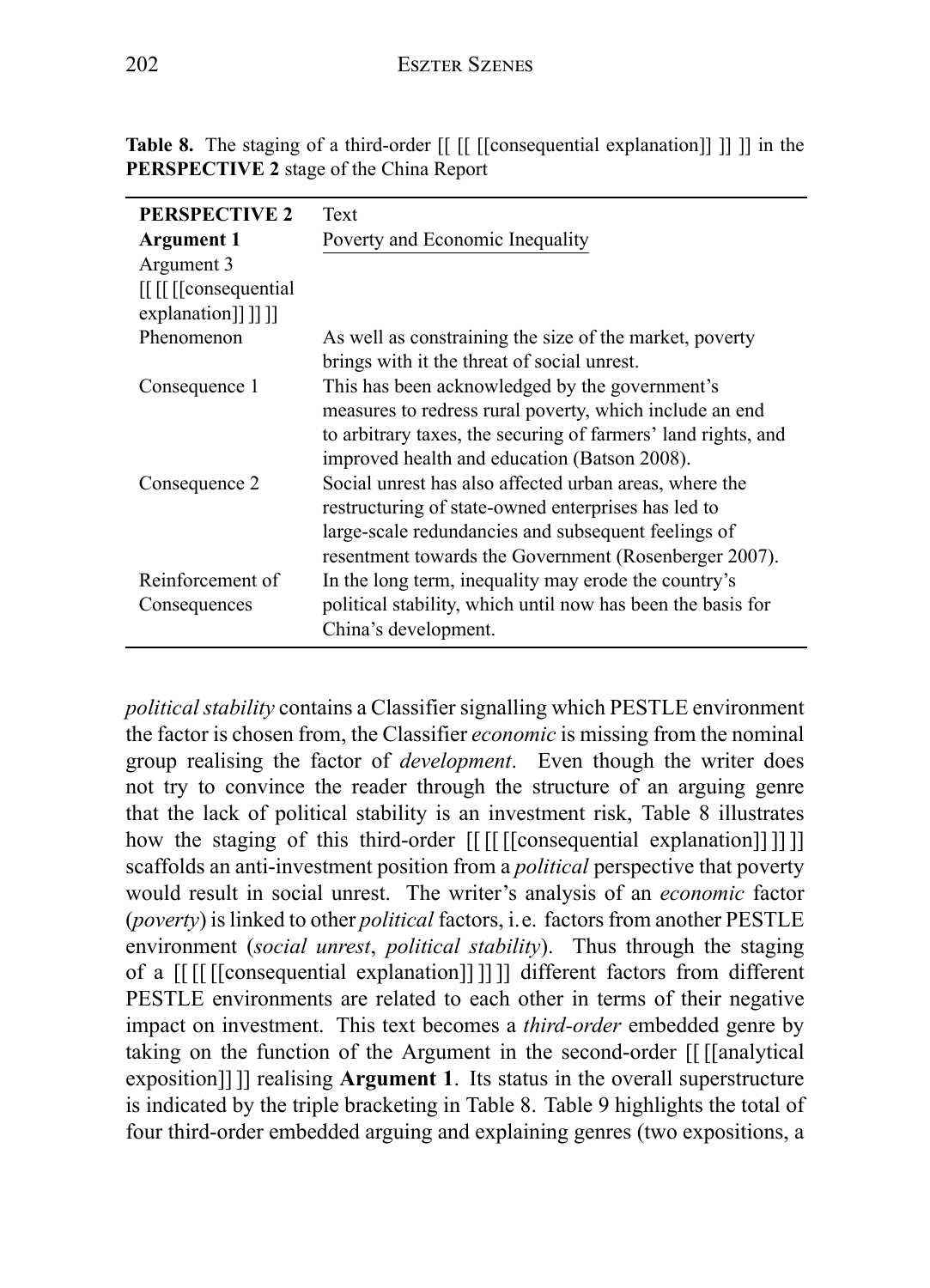**Table 8.** The staging of a third-order [[ [[ [[consequential explanation]] ]] ]] in the **PERSPECTIVE 2** stage of the China Report

| **PERSPECTIVE 2** | Text |
|---|---|
| **Argument 1** | Poverty and Economic Inequality |
| Argument 3 | |
| [[ [[ [[consequential explanation]] ]] ]] | |
| Phenomenon | As well as constraining the size of the market, poverty brings with it the threat of social unrest. |
| Consequence 1 | This has been acknowledged by the government's measures to redress rural poverty, which include an end to arbitrary taxes, the securing of farmers' land rights, and improved health and education (Batson 2008). |
| Consequence 2 | Social unrest has also affected urban areas, where the restructuring of state-owned enterprises has led to large-scale redundancies and subsequent feelings of resentment towards the Government (Rosenberger 2007). |
| Reinforcement of Consequences | In the long term, inequality may erode the country's political stability, which until now has been the basis for China's development. |

*political stability* contains a Classifier signalling which PESTLE environment the factor is chosen from, the Classifier *economic* is missing from the nominal group realising the factor of *development*. Even though the writer does not try to convince the reader through the structure of an arguing genre that the lack of political stability is an investment risk, Table 8 illustrates how the staging of this third-order [[ [[ [[consequential explanation]] ]] ]] scaffolds an anti-investment position from a *political* perspective that poverty would result in social unrest. The writer's analysis of an *economic* factor (*poverty*) is linked to other *political* factors, i. e. factors from another PESTLE environment (*social unrest*, *political stability*). Thus through the staging of a [[ [[ [[consequential explanation]] ]] ]] different factors from different PESTLE environments are related to each other in terms of their negative impact on investment. This text becomes a *third-order* embedded genre by taking on the function of the Argument in the second-order [[ [[analytical exposition]] ]] realising **Argument 1**. Its status in the overall superstructure is indicated by the triple bracketing in Table 8. Table 9 highlights the total of four third-order embedded arguing and explaining genres (two expositions, a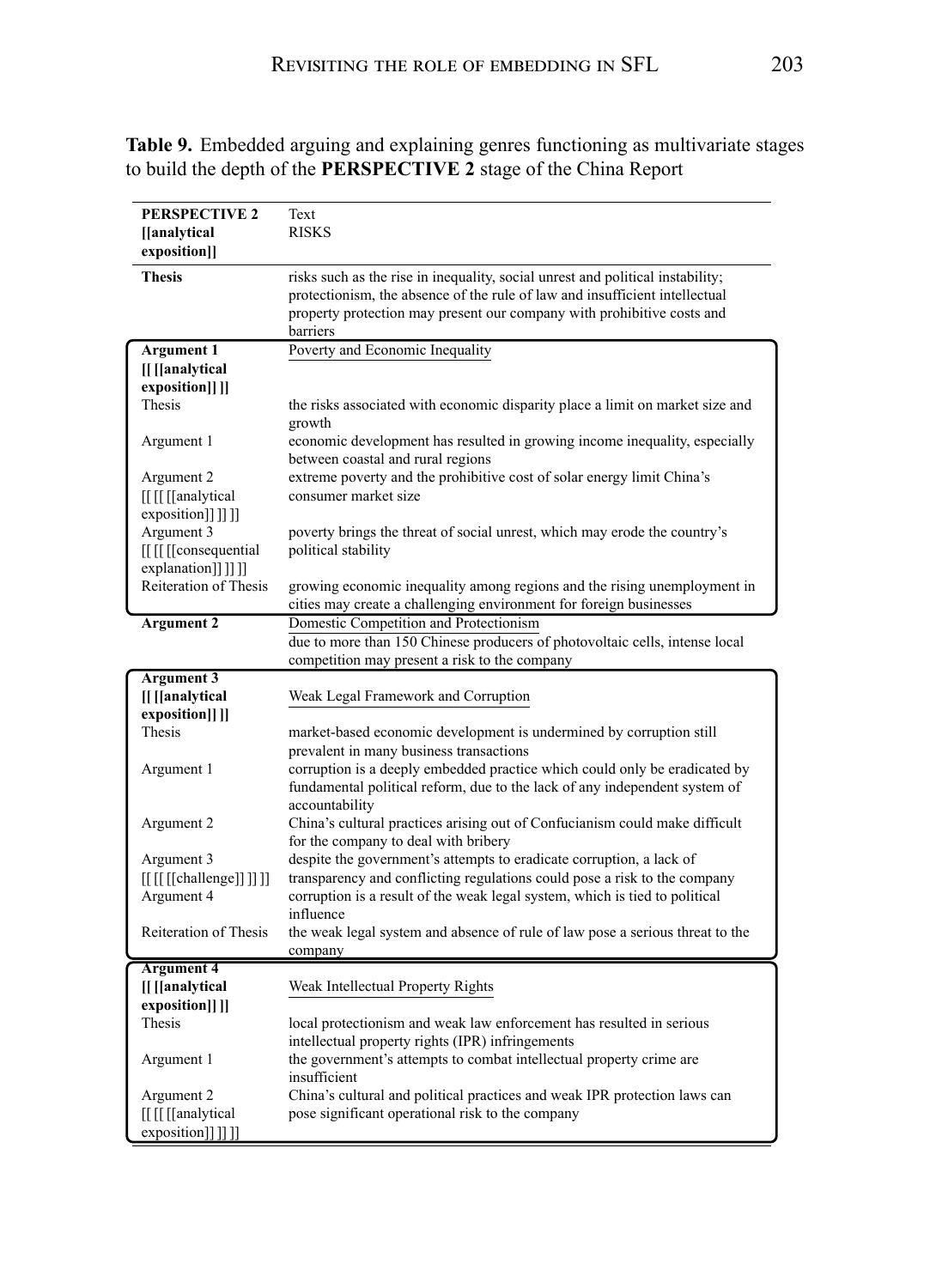**Table 9.** Embedded arguing and explaining genres functioning as multivariate stages to build the depth of the **PERSPECTIVE 2** stage of the China Report

| **PERSPECTIVE 2 [[analytical exposition]]** | Text<br>RISKS |
|---|---|
| **Thesis** | risks such as the rise in inequality, social unrest and political instability; protectionism, the absence of the rule of law and insufficient intellectual property protection may present our company with prohibitive costs and barriers |
| **Argument 1 [[ [[analytical exposition]] ]]** | Poverty and Economic Inequality |
| Thesis | the risks associated with economic disparity place a limit on market size and growth |
| Argument 1 | economic development has resulted in growing income inequality, especially between coastal and rural regions |
| Argument 2 [[ [[ [[analytical exposition]] ]] ]] | extreme poverty and the prohibitive cost of solar energy limit China's consumer market size |
| Argument 3 [[ [[ [[consequential explanation]] ]] ]] | poverty brings the threat of social unrest, which may erode the country's political stability |
| Reiteration of Thesis | growing economic inequality among regions and the rising unemployment in cities may create a challenging environment for foreign businesses |
| **Argument 2** | Domestic Competition and Protectionism<br>due to more than 150 Chinese producers of photovoltaic cells, intense local competition may present a risk to the company |
| **Argument 3 [[ [[analytical exposition]] ]]** | Weak Legal Framework and Corruption |
| Thesis | market-based economic development is undermined by corruption still prevalent in many business transactions |
| Argument 1 | corruption is a deeply embedded practice which could only be eradicated by fundamental political reform, due to the lack of any independent system of accountability |
| Argument 2 | China's cultural practices arising out of Confucianism could make difficult for the company to deal with bribery |
| Argument 3 [[ [[ [[challenge]] ]] ]] | despite the government's attempts to eradicate corruption, a lack of transparency and conflicting regulations could pose a risk to the company |
| Argument 4 | corruption is a result of the weak legal system, which is tied to political influence |
| Reiteration of Thesis | the weak legal system and absence of rule of law pose a serious threat to the company |
| **Argument 4 [[ [[analytical exposition]] ]]** | Weak Intellectual Property Rights |
| Thesis | local protectionism and weak law enforcement has resulted in serious intellectual property rights (IPR) infringements |
| Argument 1 | the government's attempts to combat intellectual property crime are insufficient |
| Argument 2 [[ [[ [[analytical exposition]] ]] ]] | China's cultural and political practices and weak IPR protection laws can pose significant operational risk to the company |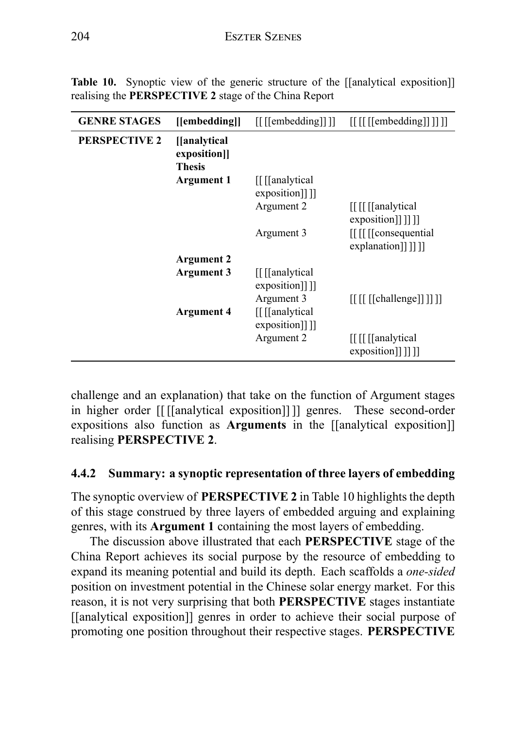**Table 10.** Synoptic view of the generic structure of the [[analytical exposition]] realising the **PERSPECTIVE 2** stage of the China Report

| GENRE STAGES | [[embedding]] | [[ [[embedding]] ]] | [[ [[ [[embedding]] ]] ]] |
|---|---|---|---|
| **PERSPECTIVE 2** | **[[analytical exposition]]** **Thesis** | | |
| | **Argument 1** | [[ [[analytical exposition]] ]] | |
| | | Argument 2 | [[ [[ [[analytical exposition]] ]] ]] |
| | | Argument 3 | [[ [[ [[consequential explanation]] ]] ]] |
| | **Argument 2** | | |
| | **Argument 3** | [[ [[analytical exposition]] ]] | |
| | | Argument 3 | [[ [[ [[challenge]] ]] ]] |
| | **Argument 4** | [[ [[analytical exposition]] ]] | |
| | | Argument 2 | [[ [[ [[analytical exposition]] ]] ]] |

challenge and an explanation) that take on the function of Argument stages in higher order [[ [[analytical exposition]] ]] genres. These second-order expositions also function as **Arguments** in the [[analytical exposition]] realising **PERSPECTIVE 2**.

### 4.4.2 Summary: a synoptic representation of three layers of embedding

The synoptic overview of **PERSPECTIVE 2** in Table 10 highlights the depth of this stage construed by three layers of embedded arguing and explaining genres, with its **Argument 1** containing the most layers of embedding.

The discussion above illustrated that each **PERSPECTIVE** stage of the China Report achieves its social purpose by the resource of embedding to expand its meaning potential and build its depth. Each scaffolds a *one-sided* position on investment potential in the Chinese solar energy market. For this reason, it is not very surprising that both **PERSPECTIVE** stages instantiate [[analytical exposition]] genres in order to achieve their social purpose of promoting one position throughout their respective stages. **PERSPECTIVE**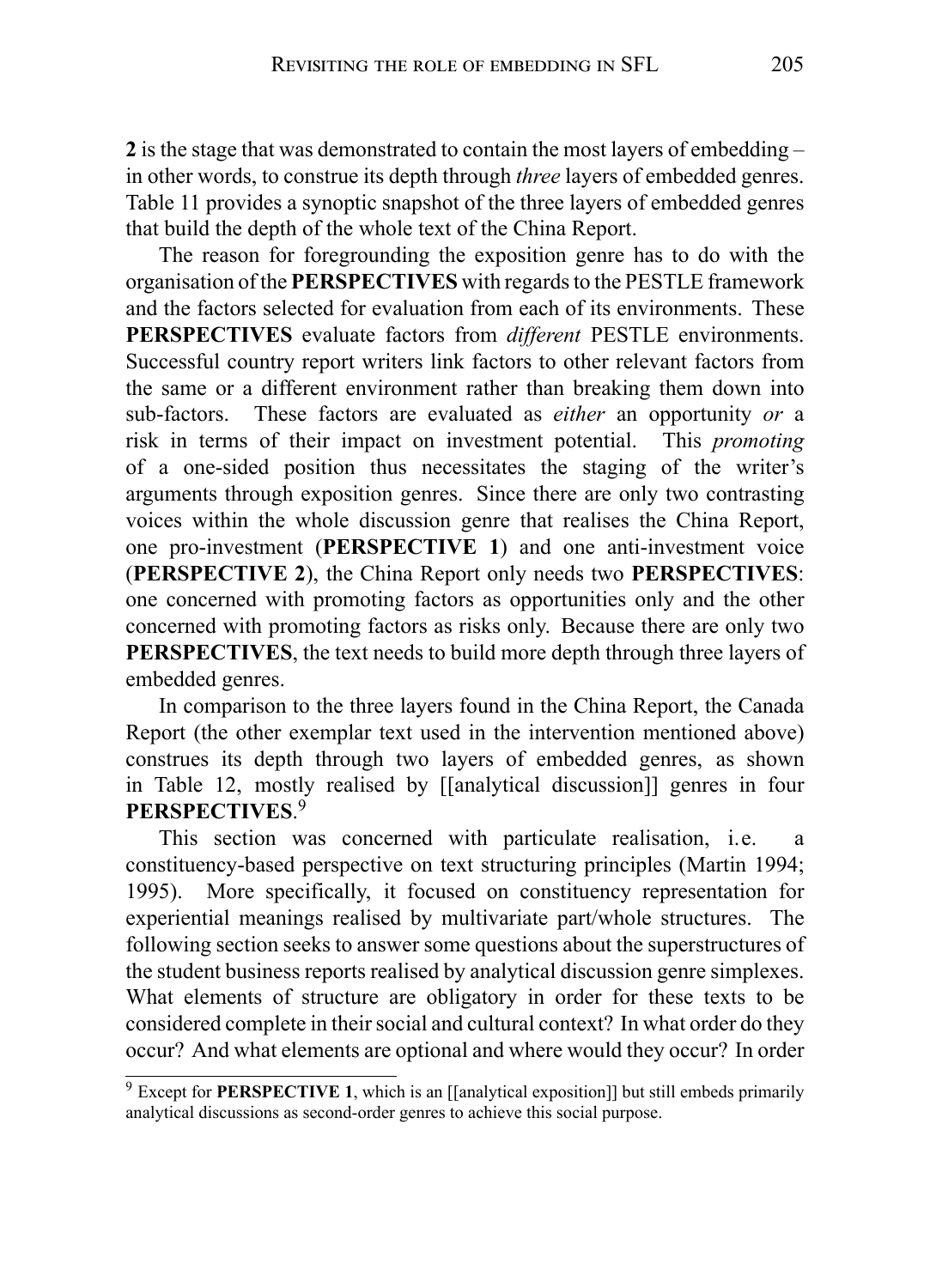**2** is the stage that was demonstrated to contain the most layers of embedding – in other words, to construe its depth through *three* layers of embedded genres. Table 11 provides a synoptic snapshot of the three layers of embedded genres that build the depth of the whole text of the China Report.

The reason for foregrounding the exposition genre has to do with the organisation of the **PERSPECTIVES** with regards to the PESTLE framework and the factors selected for evaluation from each of its environments. These **PERSPECTIVES** evaluate factors from *different* PESTLE environments. Successful country report writers link factors to other relevant factors from the same or a different environment rather than breaking them down into sub-factors. These factors are evaluated as *either* an opportunity *or* a risk in terms of their impact on investment potential. This *promoting* of a one-sided position thus necessitates the staging of the writer's arguments through exposition genres. Since there are only two contrasting voices within the whole discussion genre that realises the China Report, one pro-investment (**PERSPECTIVE 1**) and one anti-investment voice (**PERSPECTIVE 2**), the China Report only needs two **PERSPECTIVES**: one concerned with promoting factors as opportunities only and the other concerned with promoting factors as risks only. Because there are only two **PERSPECTIVES**, the text needs to build more depth through three layers of embedded genres.

In comparison to the three layers found in the China Report, the Canada Report (the other exemplar text used in the intervention mentioned above) construes its depth through two layers of embedded genres, as shown in Table 12, mostly realised by [[analytical discussion]] genres in four **PERSPECTIVES**.[9]

This section was concerned with particulate realisation, i.e. a constituency-based perspective on text structuring principles (Martin 1994; 1995). More specifically, it focused on constituency representation for experiential meanings realised by multivariate part/whole structures. The following section seeks to answer some questions about the superstructures of the student business reports realised by analytical discussion genre simplexes. What elements of structure are obligatory in order for these texts to be considered complete in their social and cultural context? In what order do they occur? And what elements are optional and where would they occur? In order

[9] Except for **PERSPECTIVE 1**, which is an [[analytical exposition]] but still embeds primarily analytical discussions as second-order genres to achieve this social purpose.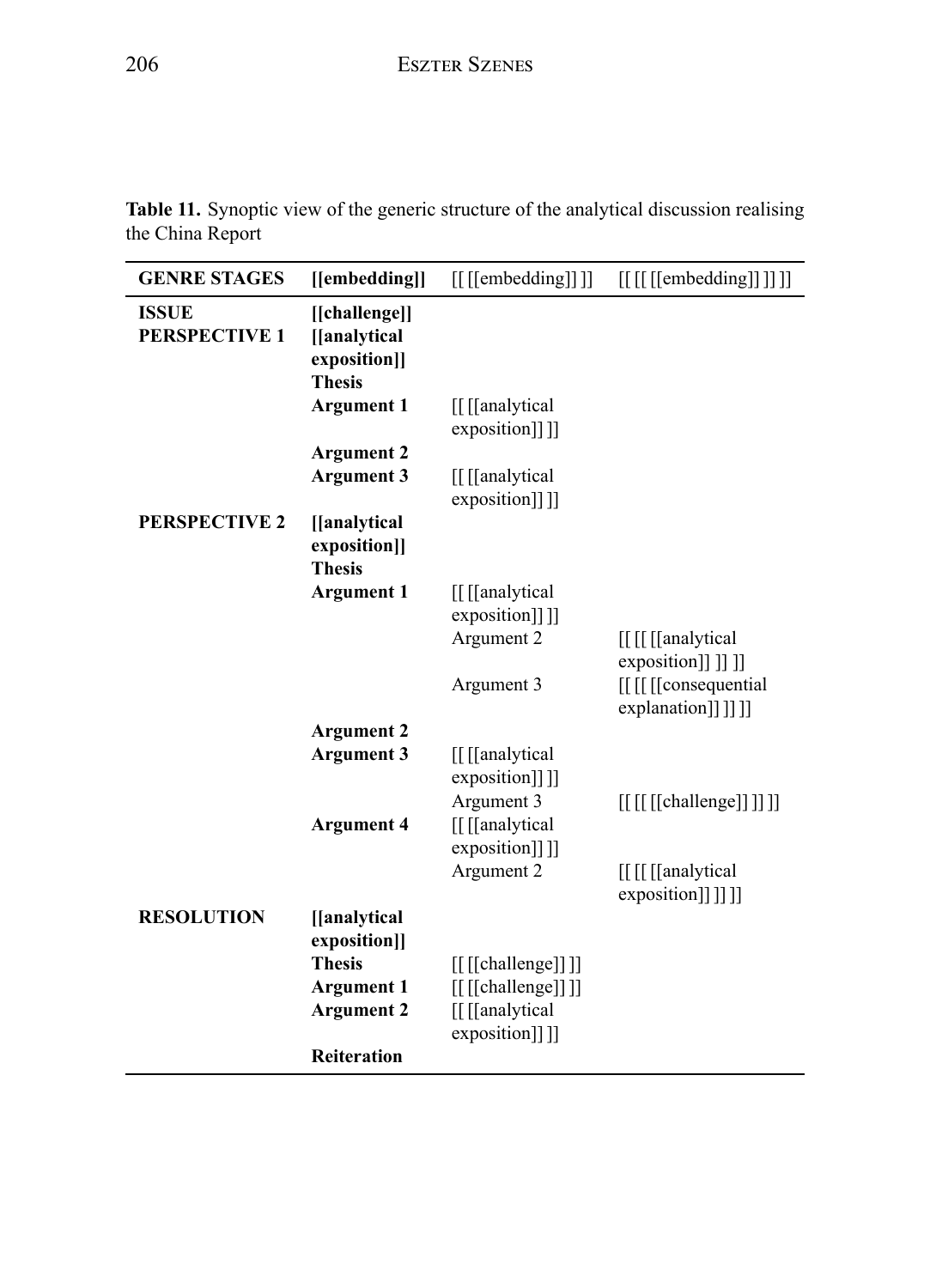**Table 11.** Synoptic view of the generic structure of the analytical discussion realising the China Report

| GENRE STAGES | [[embedding]] | [[ [[embedding]] ]] | [[ [[ [[embedding]] ]] ]] |
|---|---|---|---|
| **ISSUE** | **[[challenge]]** | | |
| **PERSPECTIVE 1** | **[[analytical exposition]]** | | |
| | **Thesis** | | |
| | **Argument 1** | [[ [[analytical exposition]] ]] | |
| | **Argument 2** | | |
| | **Argument 3** | [[ [[analytical exposition]] ]] | |
| **PERSPECTIVE 2** | **[[analytical exposition]]** | | |
| | **Thesis** | | |
| | **Argument 1** | [[ [[analytical exposition]] ]] | |
| | | Argument 2 | [[ [[ [[analytical exposition]] ]] ]] |
| | | Argument 3 | [[ [[ [[consequential explanation]] ]] ]] |
| | **Argument 2** | | |
| | **Argument 3** | [[ [[analytical exposition]] ]] | |
| | | Argument 3 | [[ [[ [[challenge]] ]] ]] |
| | **Argument 4** | [[ [[analytical exposition]] ]] | |
| | | Argument 2 | [[ [[ [[analytical exposition]] ]] ]] |
| **RESOLUTION** | **[[analytical exposition]]** | | |
| | **Thesis** | [[ [[challenge]] ]] | |
| | **Argument 1** | [[ [[challenge]] ]] | |
| | **Argument 2** | [[ [[analytical exposition]] ]] | |
| | **Reiteration** | | |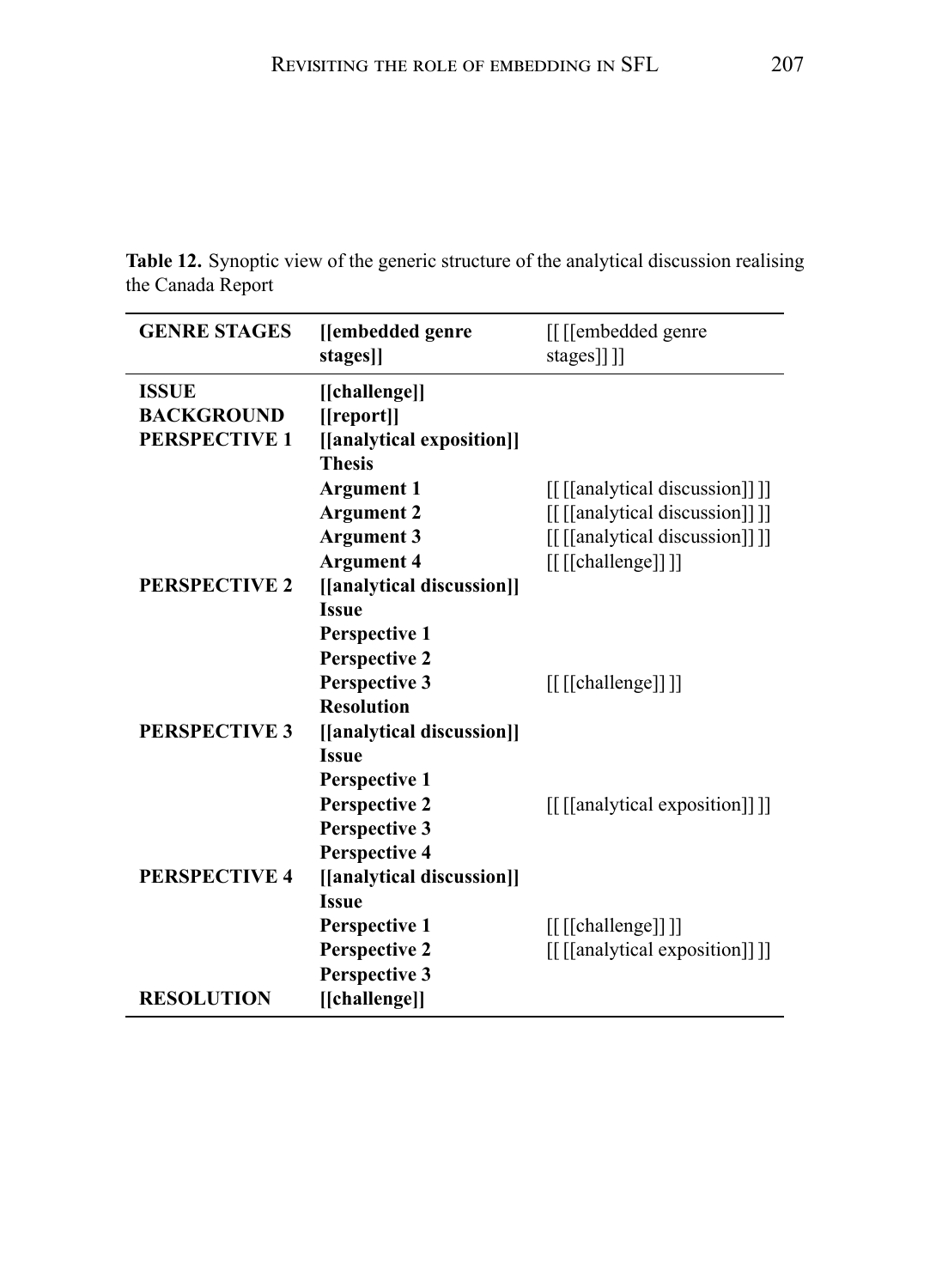**Table 12.** Synoptic view of the generic structure of the analytical discussion realising the Canada Report

| **GENRE STAGES** | **[[embedded genre stages]]** | [[ [[embedded genre stages]] ]] |
|---|---|---|
| **ISSUE** | **[[challenge]]** | |
| **BACKGROUND** | **[[report]]** | |
| **PERSPECTIVE 1** | **[[analytical exposition]]** | |
| | **Thesis** | |
| | **Argument 1** | [[ [[analytical discussion]] ]] |
| | **Argument 2** | [[ [[analytical discussion]] ]] |
| | **Argument 3** | [[ [[analytical discussion]] ]] |
| | **Argument 4** | [[ [[challenge]] ]] |
| **PERSPECTIVE 2** | **[[analytical discussion]]** | |
| | **Issue** | |
| | **Perspective 1** | |
| | **Perspective 2** | |
| | **Perspective 3** | [[ [[challenge]] ]] |
| | **Resolution** | |
| **PERSPECTIVE 3** | **[[analytical discussion]]** | |
| | **Issue** | |
| | **Perspective 1** | |
| | **Perspective 2** | [[ [[analytical exposition]] ]] |
| | **Perspective 3** | |
| | **Perspective 4** | |
| **PERSPECTIVE 4** | **[[analytical discussion]]** | |
| | **Issue** | |
| | **Perspective 1** | [[ [[challenge]] ]] |
| | **Perspective 2** | [[ [[analytical exposition]] ]] |
| | **Perspective 3** | |
| **RESOLUTION** | **[[challenge]]** | |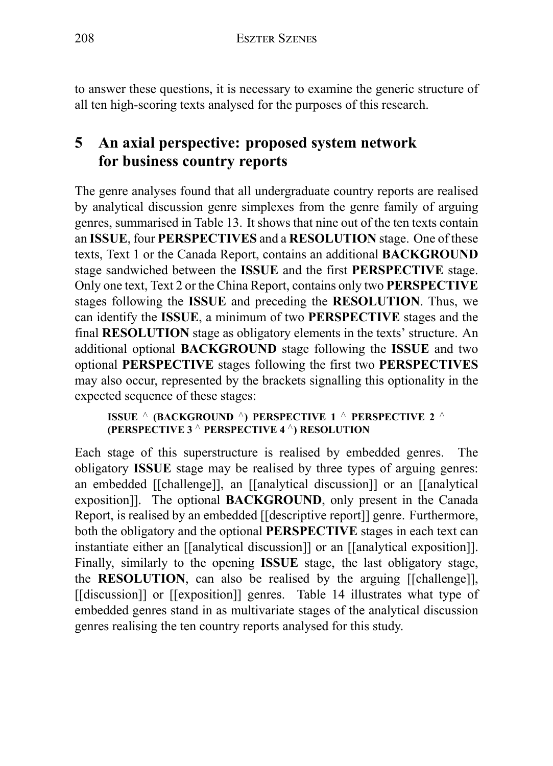to answer these questions, it is necessary to examine the generic structure of all ten high-scoring texts analysed for the purposes of this research.

## 5 An axial perspective: proposed system network for business country reports

The genre analyses found that all undergraduate country reports are realised by analytical discussion genre simplexes from the genre family of arguing genres, summarised in Table 13. It shows that nine out of the ten texts contain an **ISSUE**, four **PERSPECTIVES** and a **RESOLUTION** stage. One of these texts, Text 1 or the Canada Report, contains an additional **BACKGROUND** stage sandwiched between the **ISSUE** and the first **PERSPECTIVE** stage. Only one text, Text 2 or the China Report, contains only two **PERSPECTIVE** stages following the **ISSUE** and preceding the **RESOLUTION**. Thus, we can identify the **ISSUE**, a minimum of two **PERSPECTIVE** stages and the final **RESOLUTION** stage as obligatory elements in the texts' structure. An additional optional **BACKGROUND** stage following the **ISSUE** and two optional **PERSPECTIVE** stages following the first two **PERSPECTIVES** may also occur, represented by the brackets signalling this optionality in the expected sequence of these stages:

> **ISSUE ^ (BACKGROUND ^) PERSPECTIVE 1 ^ PERSPECTIVE 2 ^ (PERSPECTIVE 3 ^ PERSPECTIVE 4 ^) RESOLUTION**

Each stage of this superstructure is realised by embedded genres. The obligatory **ISSUE** stage may be realised by three types of arguing genres: an embedded [[challenge]], an [[analytical discussion]] or an [[analytical exposition]]. The optional **BACKGROUND**, only present in the Canada Report, is realised by an embedded [[descriptive report]] genre. Furthermore, both the obligatory and the optional **PERSPECTIVE** stages in each text can instantiate either an [[analytical discussion]] or an [[analytical exposition]]. Finally, similarly to the opening **ISSUE** stage, the last obligatory stage, the **RESOLUTION**, can also be realised by the arguing [[challenge]], [[discussion]] or [[exposition]] genres. Table 14 illustrates what type of embedded genres stand in as multivariate stages of the analytical discussion genres realising the ten country reports analysed for this study.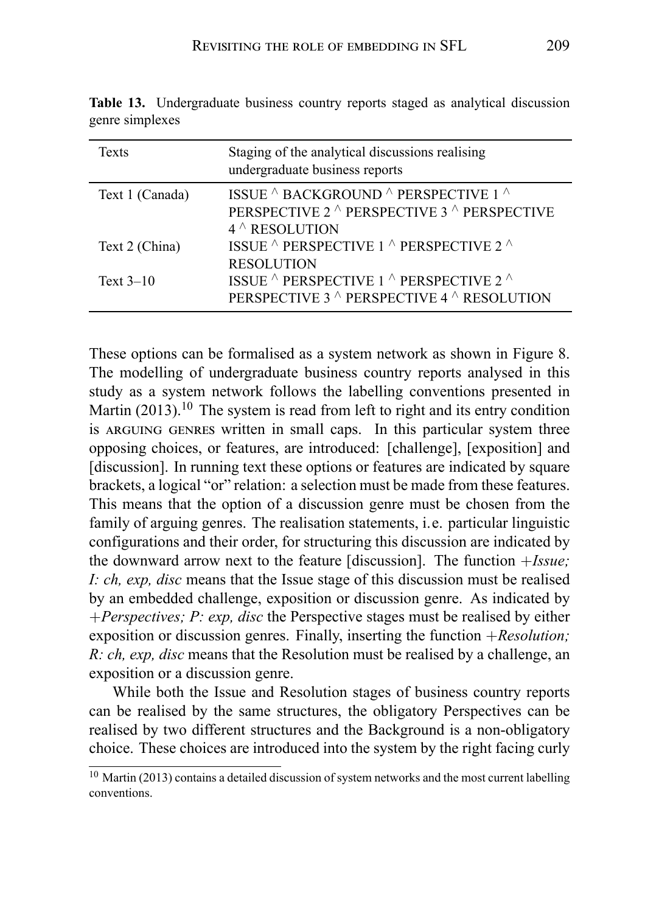**Table 13.** Undergraduate business country reports staged as analytical discussion genre simplexes

| Texts | Staging of the analytical discussions realising undergraduate business reports |
| --- | --- |
| Text 1 (Canada) | ISSUE ^ BACKGROUND ^ PERSPECTIVE 1 ^ PERSPECTIVE 2 ^ PERSPECTIVE 3 ^ PERSPECTIVE 4 ^ RESOLUTION |
| Text 2 (China) | ISSUE ^ PERSPECTIVE 1 ^ PERSPECTIVE 2 ^ RESOLUTION |
| Text 3–10 | ISSUE ^ PERSPECTIVE 1 ^ PERSPECTIVE 2 ^ PERSPECTIVE 3 ^ PERSPECTIVE 4 ^ RESOLUTION |

These options can be formalised as a system network as shown in Figure 8. The modelling of undergraduate business country reports analysed in this study as a system network follows the labelling conventions presented in Martin (2013).[10] The system is read from left to right and its entry condition is ARGUING GENRES written in small caps. In this particular system three opposing choices, or features, are introduced: [challenge], [exposition] and [discussion]. In running text these options or features are indicated by square brackets, a logical "or" relation: a selection must be made from these features. This means that the option of a discussion genre must be chosen from the family of arguing genres. The realisation statements, i.e. particular linguistic configurations and their order, for structuring this discussion are indicated by the downward arrow next to the feature [discussion]. The function *+Issue; I: ch, exp, disc* means that the Issue stage of this discussion must be realised by an embedded challenge, exposition or discussion genre. As indicated by *+Perspectives; P: exp, disc* the Perspective stages must be realised by either exposition or discussion genres. Finally, inserting the function *+Resolution; R: ch, exp, disc* means that the Resolution must be realised by a challenge, an exposition or a discussion genre.

While both the Issue and Resolution stages of business country reports can be realised by the same structures, the obligatory Perspectives can be realised by two different structures and the Background is a non-obligatory choice. These choices are introduced into the system by the right facing curly

[10] Martin (2013) contains a detailed discussion of system networks and the most current labelling conventions.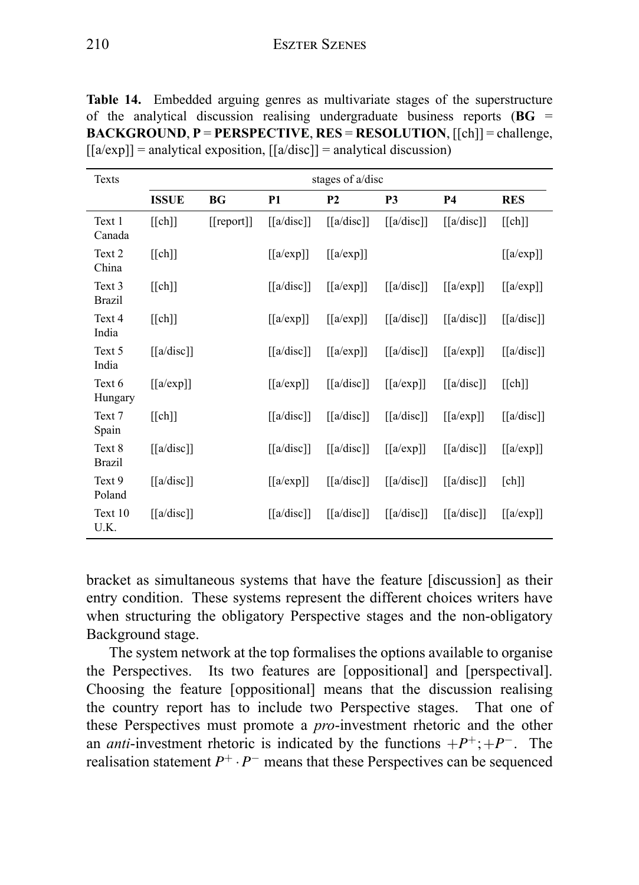**Table 14.** Embedded arguing genres as multivariate stages of the superstructure of the analytical discussion realising undergraduate business reports (**BG** = **BACKGROUND**, **P** = **PERSPECTIVE**, **RES** = **RESOLUTION**, [[ch]] = challenge, [[a/exp]] = analytical exposition, [[a/disc]] = analytical discussion)

| Texts | stages of a/disc | | | | | | |
|---|---|---|---|---|---|---|---|
| | **ISSUE** | **BG** | **P1** | **P2** | **P3** | **P4** | **RES** |
| Text 1 Canada | [[ch]] | [[report]] | [[a/disc]] | [[a/disc]] | [[a/disc]] | [[a/disc]] | [[ch]] |
| Text 2 China | [[ch]] | | [[a/exp]] | [[a/exp]] | | | [[a/exp]] |
| Text 3 Brazil | [[ch]] | | [[a/disc]] | [[a/exp]] | [[a/disc]] | [[a/exp]] | [[a/exp]] |
| Text 4 India | [[ch]] | | [[a/exp]] | [[a/exp]] | [[a/disc]] | [[a/disc]] | [[a/disc]] |
| Text 5 India | [[a/disc]] | | [[a/disc]] | [[a/exp]] | [[a/disc]] | [[a/exp]] | [[a/disc]] |
| Text 6 Hungary | [[a/exp]] | | [[a/exp]] | [[a/disc]] | [[a/exp]] | [[a/disc]] | [[ch]] |
| Text 7 Spain | [[ch]] | | [[a/disc]] | [[a/disc]] | [[a/disc]] | [[a/exp]] | [[a/disc]] |
| Text 8 Brazil | [[a/disc]] | | [[a/disc]] | [[a/disc]] | [[a/exp]] | [[a/disc]] | [[a/exp]] |
| Text 9 Poland | [[a/disc]] | | [[a/exp]] | [[a/disc]] | [[a/disc]] | [[a/disc]] | [ch]] |
| Text 10 U.K. | [[a/disc]] | | [[a/disc]] | [[a/disc]] | [[a/disc]] | [[a/disc]] | [[a/exp]] |

bracket as simultaneous systems that have the feature [discussion] as their entry condition. These systems represent the different choices writers have when structuring the obligatory Perspective stages and the non-obligatory Background stage.

The system network at the top formalises the options available to organise the Perspectives. Its two features are [oppositional] and [perspectival]. Choosing the feature [oppositional] means that the discussion realising the country report has to include two Perspective stages. That one of these Perspectives must promote a *pro*-investment rhetoric and the other an *anti*-investment rhetoric is indicated by the functions $+P^{+};+P^{-}$. The realisation statement $P^{+} \cdot P^{-}$ means that these Perspectives can be sequenced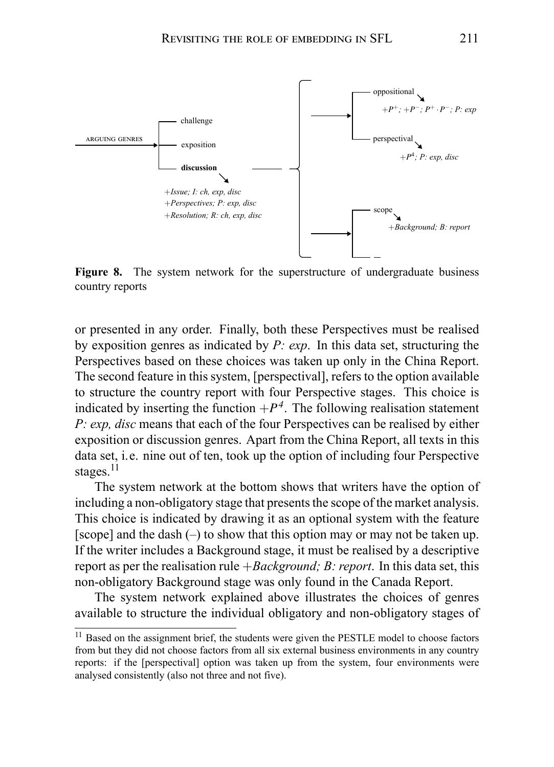**Figure 8.** The system network for the superstructure of undergraduate business country reports

or presented in any order. Finally, both these Perspectives must be realised by exposition genres as indicated by *P: exp*. In this data set, structuring the Perspectives based on these choices was taken up only in the China Report. The second feature in this system, [perspectival], refers to the option available to structure the country report with four Perspective stages. This choice is indicated by inserting the function $+P^4$. The following realisation statement *P: exp, disc* means that each of the four Perspectives can be realised by either exposition or discussion genres. Apart from the China Report, all texts in this data set, i.e. nine out of ten, took up the option of including four Perspective stages.[11]

The system network at the bottom shows that writers have the option of including a non-obligatory stage that presents the scope of the market analysis. This choice is indicated by drawing it as an optional system with the feature [scope] and the dash (–) to show that this option may or may not be taken up. If the writer includes a Background stage, it must be realised by a descriptive report as per the realisation rule *+Background; B: report*. In this data set, this non-obligatory Background stage was only found in the Canada Report.

The system network explained above illustrates the choices of genres available to structure the individual obligatory and non-obligatory stages of

[11] Based on the assignment brief, the students were given the PESTLE model to choose factors from but they did not choose factors from all six external business environments in any country reports: if the [perspectival] option was taken up from the system, four environments were analysed consistently (also not three and not five).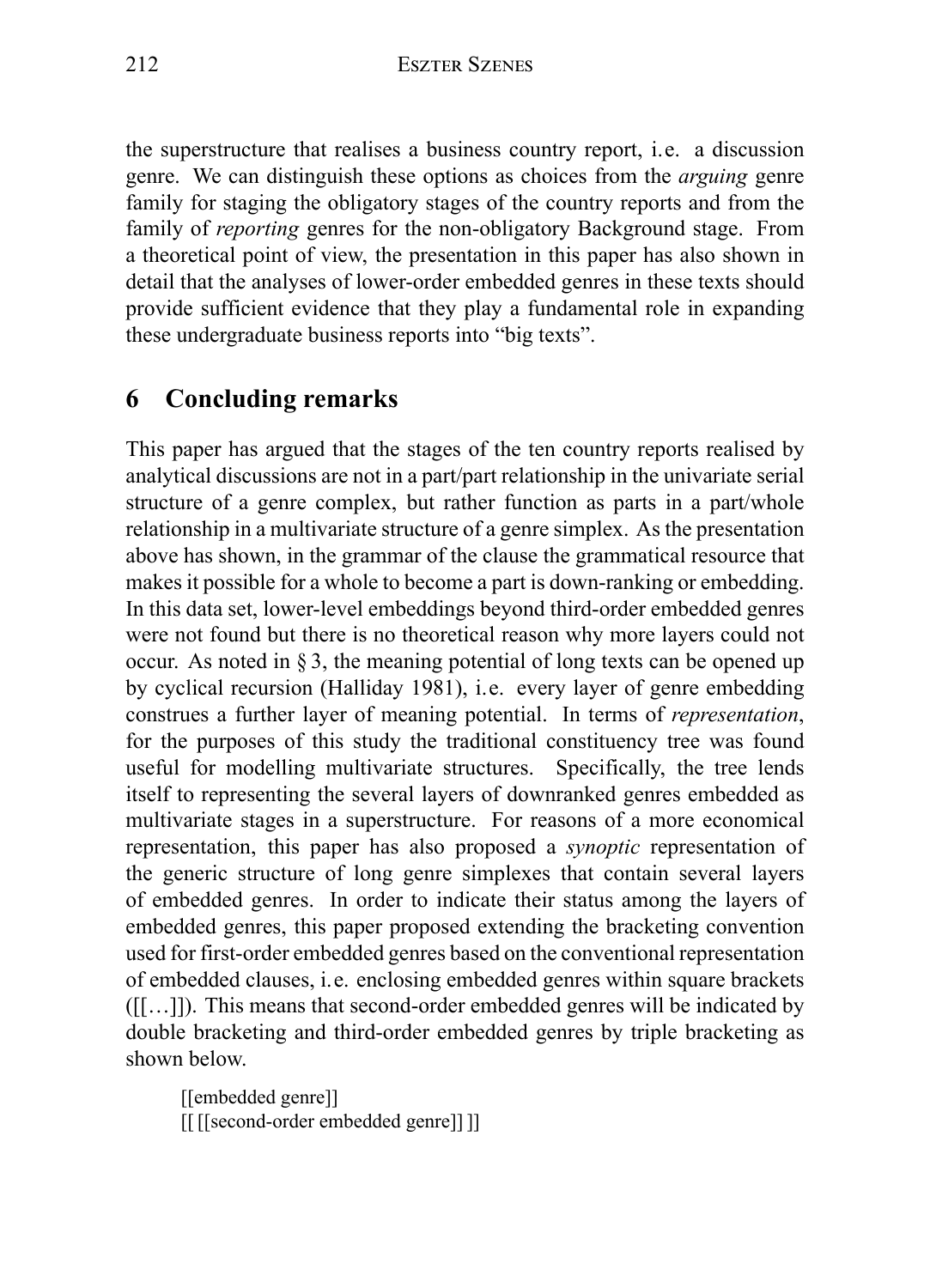the superstructure that realises a business country report, i.e. a discussion genre. We can distinguish these options as choices from the *arguing* genre family for staging the obligatory stages of the country reports and from the family of *reporting* genres for the non-obligatory Background stage. From a theoretical point of view, the presentation in this paper has also shown in detail that the analyses of lower-order embedded genres in these texts should provide sufficient evidence that they play a fundamental role in expanding these undergraduate business reports into "big texts".

## 6 Concluding remarks

This paper has argued that the stages of the ten country reports realised by analytical discussions are not in a part/part relationship in the univariate serial structure of a genre complex, but rather function as parts in a part/whole relationship in a multivariate structure of a genre simplex. As the presentation above has shown, in the grammar of the clause the grammatical resource that makes it possible for a whole to become a part is down-ranking or embedding. In this data set, lower-level embeddings beyond third-order embedded genres were not found but there is no theoretical reason why more layers could not occur. As noted in § 3, the meaning potential of long texts can be opened up by cyclical recursion (Halliday 1981), i.e. every layer of genre embedding construes a further layer of meaning potential. In terms of *representation*, for the purposes of this study the traditional constituency tree was found useful for modelling multivariate structures. Specifically, the tree lends itself to representing the several layers of downranked genres embedded as multivariate stages in a superstructure. For reasons of a more economical representation, this paper has also proposed a *synoptic* representation of the generic structure of long genre simplexes that contain several layers of embedded genres. In order to indicate their status among the layers of embedded genres, this paper proposed extending the bracketing convention used for first-order embedded genres based on the conventional representation of embedded clauses, i.e. enclosing embedded genres within square brackets ([[…]]). This means that second-order embedded genres will be indicated by double bracketing and third-order embedded genres by triple bracketing as shown below.

> [[embedded genre]]
> [[ [[second-order embedded genre]] ]]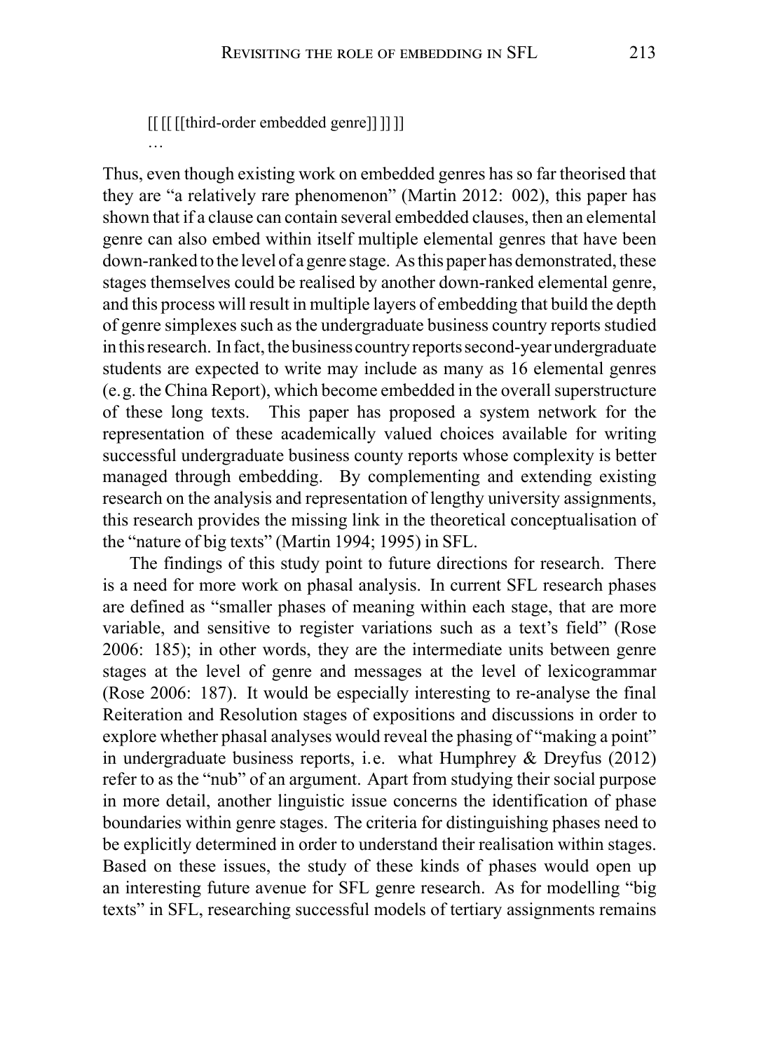[[ [[ [[[third-order embedded genre]] ]] ]]

…

Thus, even though existing work on embedded genres has so far theorised that they are "a relatively rare phenomenon" (Martin 2012: 002), this paper has shown that if a clause can contain several embedded clauses, then an elemental genre can also embed within itself multiple elemental genres that have been down-ranked to the level of a genre stage. As this paper has demonstrated, these stages themselves could be realised by another down-ranked elemental genre, and this process will result in multiple layers of embedding that build the depth of genre simplexes such as the undergraduate business country reports studied in this research. In fact, the business country reports second-year undergraduate students are expected to write may include as many as 16 elemental genres (e.g. the China Report), which become embedded in the overall superstructure of these long texts. This paper has proposed a system network for the representation of these academically valued choices available for writing successful undergraduate business county reports whose complexity is better managed through embedding. By complementing and extending existing research on the analysis and representation of lengthy university assignments, this research provides the missing link in the theoretical conceptualisation of the "nature of big texts" (Martin 1994; 1995) in SFL.

The findings of this study point to future directions for research. There is a need for more work on phasal analysis. In current SFL research phases are defined as "smaller phases of meaning within each stage, that are more variable, and sensitive to register variations such as a text's field" (Rose 2006: 185); in other words, they are the intermediate units between genre stages at the level of genre and messages at the level of lexicogrammar (Rose 2006: 187). It would be especially interesting to re-analyse the final Reiteration and Resolution stages of expositions and discussions in order to explore whether phasal analyses would reveal the phasing of "making a point" in undergraduate business reports, i.e. what Humphrey & Dreyfus (2012) refer to as the "nub" of an argument. Apart from studying their social purpose in more detail, another linguistic issue concerns the identification of phase boundaries within genre stages. The criteria for distinguishing phases need to be explicitly determined in order to understand their realisation within stages. Based on these issues, the study of these kinds of phases would open up an interesting future avenue for SFL genre research. As for modelling "big texts" in SFL, researching successful models of tertiary assignments remains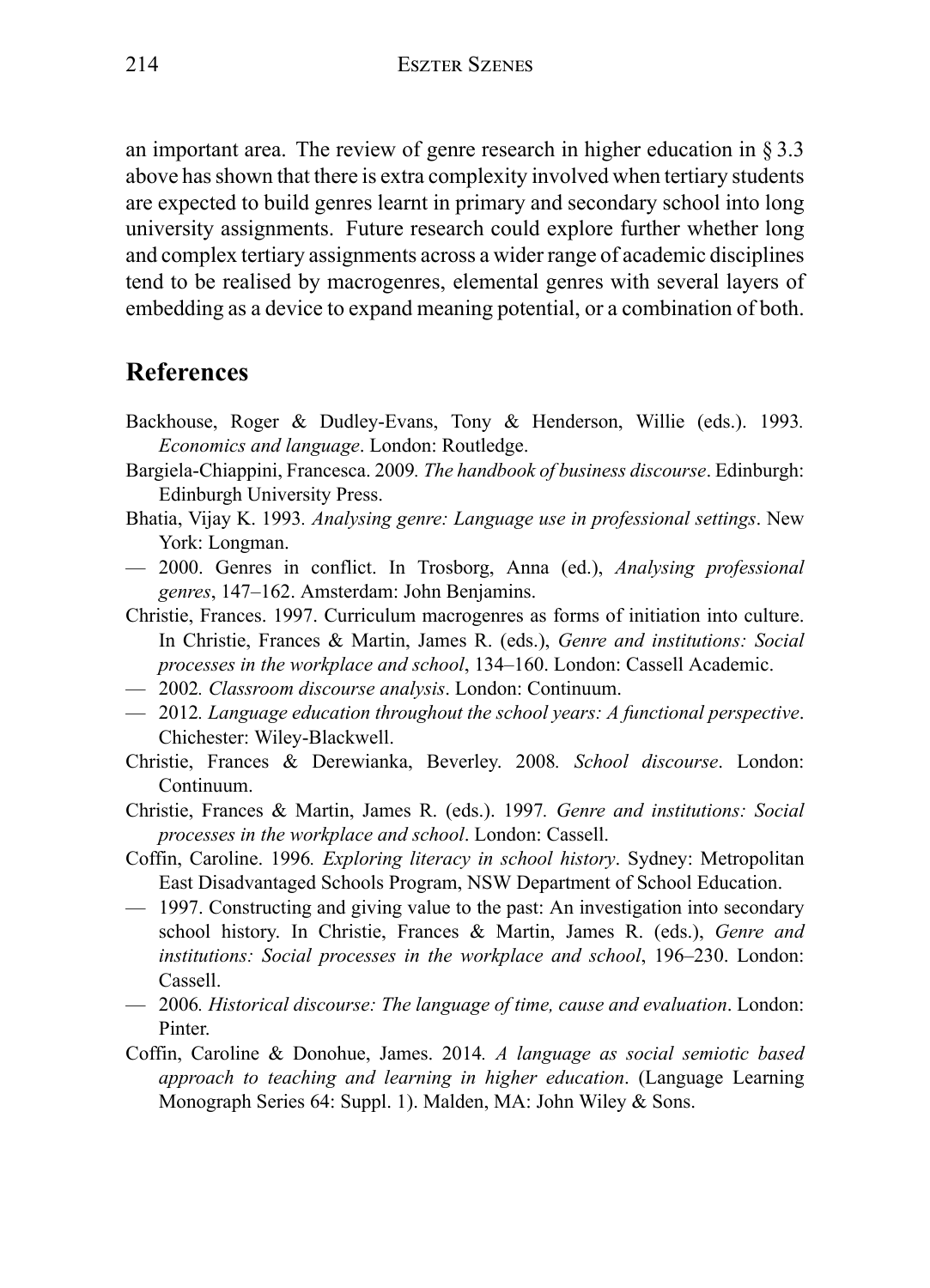an important area. The review of genre research in higher education in § 3.3 above has shown that there is extra complexity involved when tertiary students are expected to build genres learnt in primary and secondary school into long university assignments. Future research could explore further whether long and complex tertiary assignments across a wider range of academic disciplines tend to be realised by macrogenres, elemental genres with several layers of embedding as a device to expand meaning potential, or a combination of both.

## References

Backhouse, Roger & Dudley-Evans, Tony & Henderson, Willie (eds.). 1993. *Economics and language*. London: Routledge.

Bargiela-Chiappini, Francesca. 2009. *The handbook of business discourse*. Edinburgh: Edinburgh University Press.

Bhatia, Vijay K. 1993. *Analysing genre: Language use in professional settings*. New York: Longman.

— 2000. Genres in conflict. In Trosborg, Anna (ed.), *Analysing professional genres*, 147–162. Amsterdam: John Benjamins.

Christie, Frances. 1997. Curriculum macrogenres as forms of initiation into culture. In Christie, Frances & Martin, James R. (eds.), *Genre and institutions: Social processes in the workplace and school*, 134–160. London: Cassell Academic.

— 2002. *Classroom discourse analysis*. London: Continuum.

— 2012. *Language education throughout the school years: A functional perspective*. Chichester: Wiley-Blackwell.

Christie, Frances & Derewianka, Beverley. 2008. *School discourse*. London: Continuum.

Christie, Frances & Martin, James R. (eds.). 1997. *Genre and institutions: Social processes in the workplace and school*. London: Cassell.

Coffin, Caroline. 1996. *Exploring literacy in school history*. Sydney: Metropolitan East Disadvantaged Schools Program, NSW Department of School Education.

— 1997. Constructing and giving value to the past: An investigation into secondary school history. In Christie, Frances & Martin, James R. (eds.), *Genre and institutions: Social processes in the workplace and school*, 196–230. London: Cassell.

— 2006. *Historical discourse: The language of time, cause and evaluation*. London: Pinter.

Coffin, Caroline & Donohue, James. 2014. *A language as social semiotic based approach to teaching and learning in higher education*. (Language Learning Monograph Series 64: Suppl. 1). Malden, MA: John Wiley & Sons.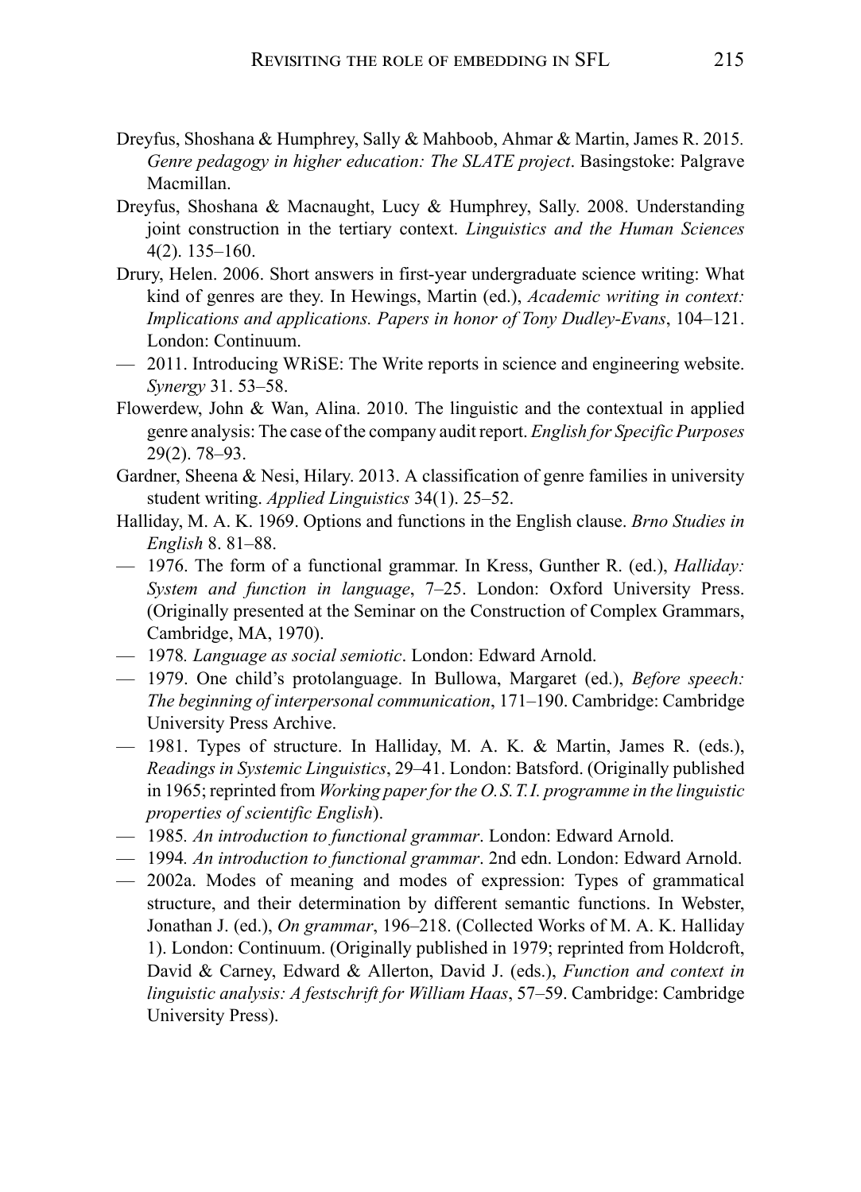Dreyfus, Shoshana & Humphrey, Sally & Mahboob, Ahmar & Martin, James R. 2015. *Genre pedagogy in higher education: The SLATE project*. Basingstoke: Palgrave Macmillan.

Dreyfus, Shoshana & Macnaught, Lucy & Humphrey, Sally. 2008. Understanding joint construction in the tertiary context. *Linguistics and the Human Sciences* 4(2). 135–160.

Drury, Helen. 2006. Short answers in first-year undergraduate science writing: What kind of genres are they. In Hewings, Martin (ed.), *Academic writing in context: Implications and applications. Papers in honor of Tony Dudley-Evans*, 104–121. London: Continuum.

— 2011. Introducing WRiSE: The Write reports in science and engineering website. *Synergy* 31. 53–58.

Flowerdew, John & Wan, Alina. 2010. The linguistic and the contextual in applied genre analysis: The case of the company audit report. *English for Specific Purposes* 29(2). 78–93.

Gardner, Sheena & Nesi, Hilary. 2013. A classification of genre families in university student writing. *Applied Linguistics* 34(1). 25–52.

Halliday, M. A. K. 1969. Options and functions in the English clause. *Brno Studies in English* 8. 81–88.

— 1976. The form of a functional grammar. In Kress, Gunther R. (ed.), *Halliday: System and function in language*, 7–25. London: Oxford University Press. (Originally presented at the Seminar on the Construction of Complex Grammars, Cambridge, MA, 1970).

— 1978. *Language as social semiotic*. London: Edward Arnold.

— 1979. One child's protolanguage. In Bullowa, Margaret (ed.), *Before speech: The beginning of interpersonal communication*, 171–190. Cambridge: Cambridge University Press Archive.

— 1981. Types of structure. In Halliday, M. A. K. & Martin, James R. (eds.), *Readings in Systemic Linguistics*, 29–41. London: Batsford. (Originally published in 1965; reprinted from *Working paper for the O.S.T.I. programme in the linguistic properties of scientific English*).

— 1985. *An introduction to functional grammar*. London: Edward Arnold.

— 1994. *An introduction to functional grammar*. 2nd edn. London: Edward Arnold.

— 2002a. Modes of meaning and modes of expression: Types of grammatical structure, and their determination by different semantic functions. In Webster, Jonathan J. (ed.), *On grammar*, 196–218. (Collected Works of M. A. K. Halliday 1). London: Continuum. (Originally published in 1979; reprinted from Holdcroft, David & Carney, Edward & Allerton, David J. (eds.), *Function and context in linguistic analysis: A festschrift for William Haas*, 57–59. Cambridge: Cambridge University Press).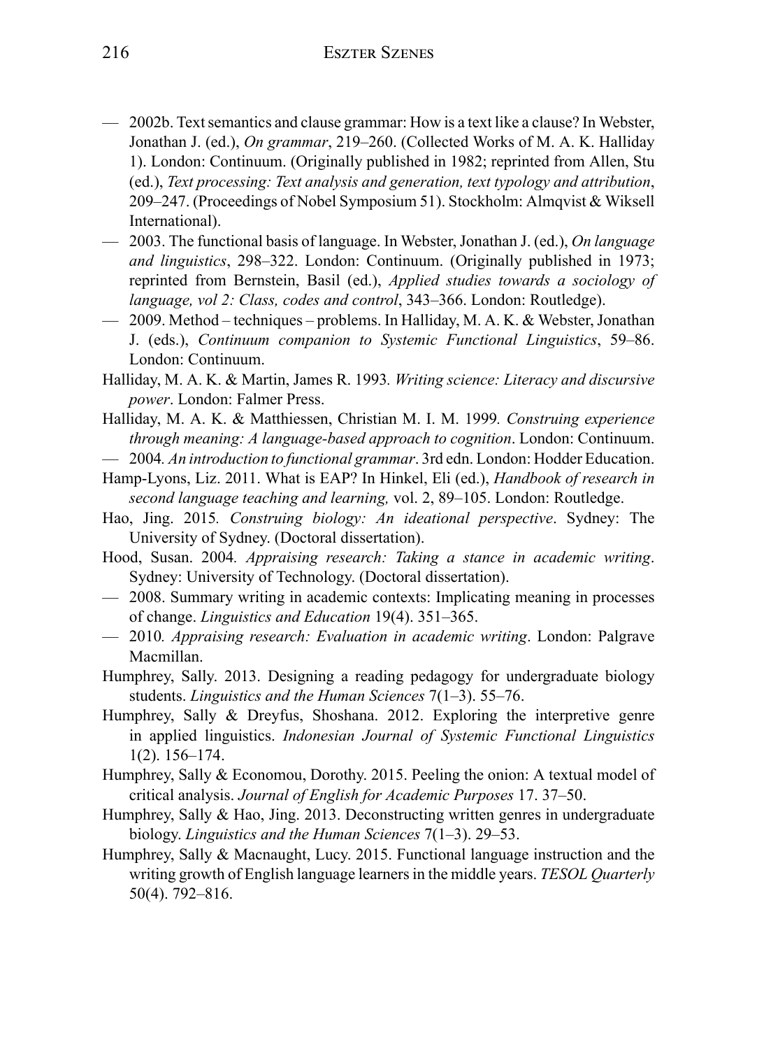— 2002b. Text semantics and clause grammar: How is a text like a clause? In Webster, Jonathan J. (ed.), *On grammar*, 219–260. (Collected Works of M. A. K. Halliday 1). London: Continuum. (Originally published in 1982; reprinted from Allen, Stu (ed.), *Text processing: Text analysis and generation, text typology and attribution*, 209–247. (Proceedings of Nobel Symposium 51). Stockholm: Almqvist & Wiksell International).

— 2003. The functional basis of language. In Webster, Jonathan J. (ed.), *On language and linguistics*, 298–322. London: Continuum. (Originally published in 1973; reprinted from Bernstein, Basil (ed.), *Applied studies towards a sociology of language, vol 2: Class, codes and control*, 343–366. London: Routledge).

— 2009. Method – techniques – problems. In Halliday, M. A. K. & Webster, Jonathan J. (eds.), *Continuum companion to Systemic Functional Linguistics*, 59–86. London: Continuum.

Halliday, M. A. K. & Martin, James R. 1993. *Writing science: Literacy and discursive power*. London: Falmer Press.

Halliday, M. A. K. & Matthiessen, Christian M. I. M. 1999. *Construing experience through meaning: A language-based approach to cognition*. London: Continuum.

— 2004. *An introduction to functional grammar*. 3rd edn. London: Hodder Education.

Hamp-Lyons, Liz. 2011. What is EAP? In Hinkel, Eli (ed.), *Handbook of research in second language teaching and learning,* vol. 2, 89–105. London: Routledge.

Hao, Jing. 2015. *Construing biology: An ideational perspective*. Sydney: The University of Sydney. (Doctoral dissertation).

Hood, Susan. 2004. *Appraising research: Taking a stance in academic writing*. Sydney: University of Technology. (Doctoral dissertation).

— 2008. Summary writing in academic contexts: Implicating meaning in processes of change. *Linguistics and Education* 19(4). 351–365.

— 2010. *Appraising research: Evaluation in academic writing*. London: Palgrave Macmillan.

Humphrey, Sally. 2013. Designing a reading pedagogy for undergraduate biology students. *Linguistics and the Human Sciences* 7(1–3). 55–76.

Humphrey, Sally & Dreyfus, Shoshana. 2012. Exploring the interpretive genre in applied linguistics. *Indonesian Journal of Systemic Functional Linguistics* 1(2). 156–174.

Humphrey, Sally & Economou, Dorothy. 2015. Peeling the onion: A textual model of critical analysis. *Journal of English for Academic Purposes* 17. 37–50.

Humphrey, Sally & Hao, Jing. 2013. Deconstructing written genres in undergraduate biology. *Linguistics and the Human Sciences* 7(1–3). 29–53.

Humphrey, Sally & Macnaught, Lucy. 2015. Functional language instruction and the writing growth of English language learners in the middle years. *TESOL Quarterly* 50(4). 792–816.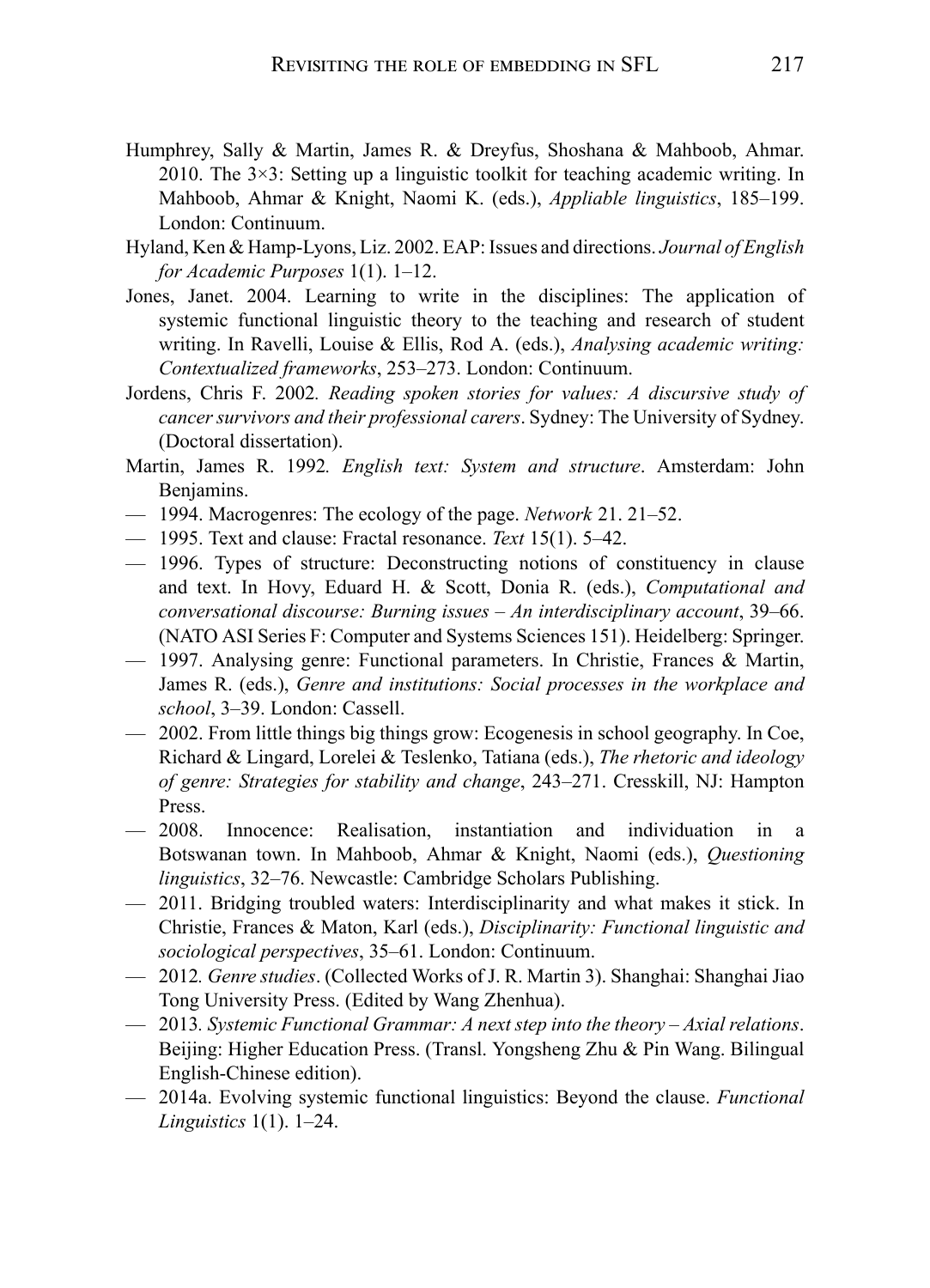Humphrey, Sally & Martin, James R. & Dreyfus, Shoshana & Mahboob, Ahmar. 2010. The 3×3: Setting up a linguistic toolkit for teaching academic writing. In Mahboob, Ahmar & Knight, Naomi K. (eds.), *Appliable linguistics*, 185–199. London: Continuum.

Hyland, Ken & Hamp-Lyons, Liz. 2002. EAP: Issues and directions. *Journal of English for Academic Purposes* 1(1). 1–12.

Jones, Janet. 2004. Learning to write in the disciplines: The application of systemic functional linguistic theory to the teaching and research of student writing. In Ravelli, Louise & Ellis, Rod A. (eds.), *Analysing academic writing: Contextualized frameworks*, 253–273. London: Continuum.

Jordens, Chris F. 2002. *Reading spoken stories for values: A discursive study of cancer survivors and their professional carers*. Sydney: The University of Sydney. (Doctoral dissertation).

Martin, James R. 1992. *English text: System and structure*. Amsterdam: John Benjamins.

— 1994. Macrogenres: The ecology of the page. *Network* 21. 21–52.

— 1995. Text and clause: Fractal resonance. *Text* 15(1). 5–42.

— 1996. Types of structure: Deconstructing notions of constituency in clause and text. In Hovy, Eduard H. & Scott, Donia R. (eds.), *Computational and conversational discourse: Burning issues – An interdisciplinary account*, 39–66. (NATO ASI Series F: Computer and Systems Sciences 151). Heidelberg: Springer.

— 1997. Analysing genre: Functional parameters. In Christie, Frances & Martin, James R. (eds.), *Genre and institutions: Social processes in the workplace and school*, 3–39. London: Cassell.

— 2002. From little things big things grow: Ecogenesis in school geography. In Coe, Richard & Lingard, Lorelei & Teslenko, Tatiana (eds.), *The rhetoric and ideology of genre: Strategies for stability and change*, 243–271. Cresskill, NJ: Hampton Press.

— 2008. Innocence: Realisation, instantiation and individuation in a Botswanan town. In Mahboob, Ahmar & Knight, Naomi (eds.), *Questioning linguistics*, 32–76. Newcastle: Cambridge Scholars Publishing.

— 2011. Bridging troubled waters: Interdisciplinarity and what makes it stick. In Christie, Frances & Maton, Karl (eds.), *Disciplinarity: Functional linguistic and sociological perspectives*, 35–61. London: Continuum.

— 2012. *Genre studies*. (Collected Works of J. R. Martin 3). Shanghai: Shanghai Jiao Tong University Press. (Edited by Wang Zhenhua).

— 2013. *Systemic Functional Grammar: A next step into the theory – Axial relations*. Beijing: Higher Education Press. (Transl. Yongsheng Zhu & Pin Wang. Bilingual English-Chinese edition).

— 2014a. Evolving systemic functional linguistics: Beyond the clause. *Functional Linguistics* 1(1). 1–24.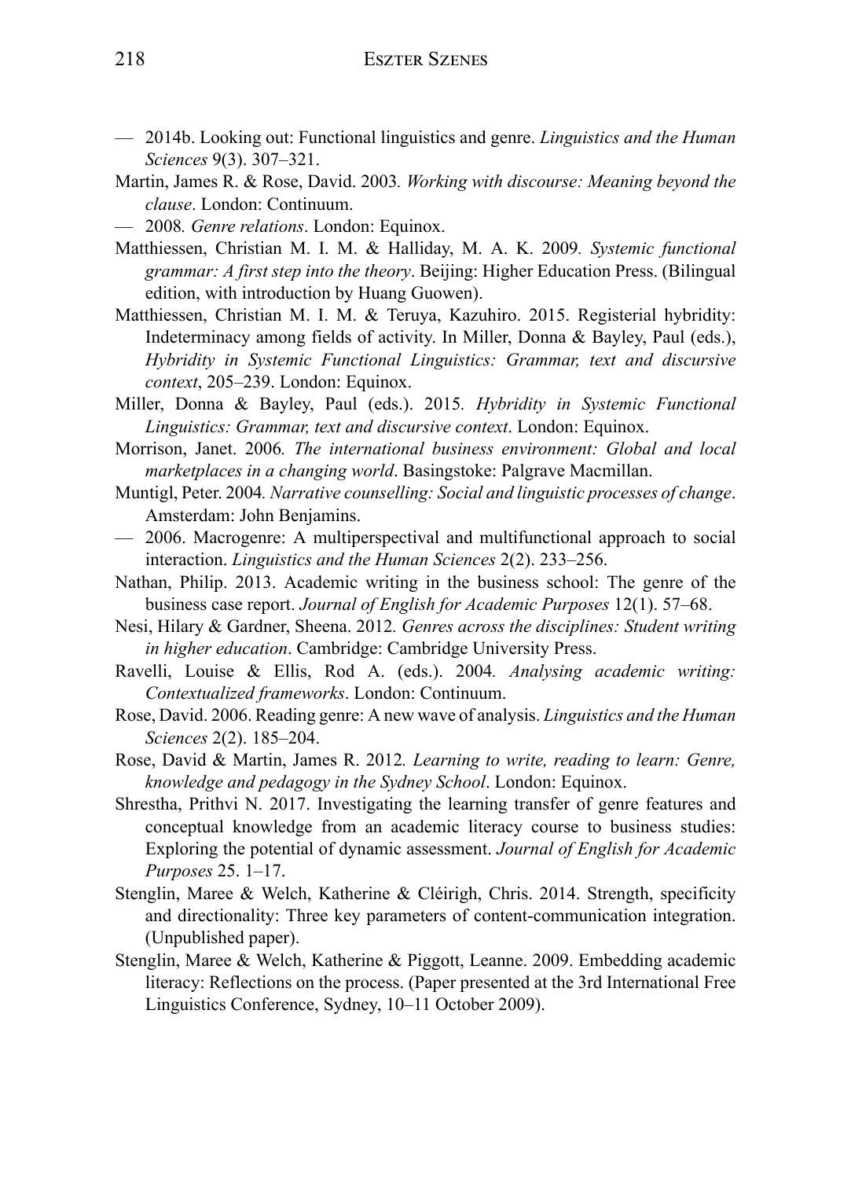— 2014b. Looking out: Functional linguistics and genre. *Linguistics and the Human Sciences* 9(3). 307–321.

Martin, James R. & Rose, David. 2003. *Working with discourse: Meaning beyond the clause*. London: Continuum.

— 2008. *Genre relations*. London: Equinox.

Matthiessen, Christian M. I. M. & Halliday, M. A. K. 2009. *Systemic functional grammar: A first step into the theory*. Beijing: Higher Education Press. (Bilingual edition, with introduction by Huang Guowen).

Matthiessen, Christian M. I. M. & Teruya, Kazuhiro. 2015. Registerial hybridity: Indeterminacy among fields of activity. In Miller, Donna & Bayley, Paul (eds.), *Hybridity in Systemic Functional Linguistics: Grammar, text and discursive context*, 205–239. London: Equinox.

Miller, Donna & Bayley, Paul (eds.). 2015. *Hybridity in Systemic Functional Linguistics: Grammar, text and discursive context*. London: Equinox.

Morrison, Janet. 2006. *The international business environment: Global and local marketplaces in a changing world*. Basingstoke: Palgrave Macmillan.

Muntigl, Peter. 2004. *Narrative counselling: Social and linguistic processes of change*. Amsterdam: John Benjamins.

— 2006. Macrogenre: A multiperspectival and multifunctional approach to social interaction. *Linguistics and the Human Sciences* 2(2). 233–256.

Nathan, Philip. 2013. Academic writing in the business school: The genre of the business case report. *Journal of English for Academic Purposes* 12(1). 57–68.

Nesi, Hilary & Gardner, Sheena. 2012. *Genres across the disciplines: Student writing in higher education*. Cambridge: Cambridge University Press.

Ravelli, Louise & Ellis, Rod A. (eds.). 2004. *Analysing academic writing: Contextualized frameworks*. London: Continuum.

Rose, David. 2006. Reading genre: A new wave of analysis. *Linguistics and the Human Sciences* 2(2). 185–204.

Rose, David & Martin, James R. 2012. *Learning to write, reading to learn: Genre, knowledge and pedagogy in the Sydney School*. London: Equinox.

Shrestha, Prithvi N. 2017. Investigating the learning transfer of genre features and conceptual knowledge from an academic literacy course to business studies: Exploring the potential of dynamic assessment. *Journal of English for Academic Purposes* 25. 1–17.

Stenglin, Maree & Welch, Katherine & Cléirigh, Chris. 2014. Strength, specificity and directionality: Three key parameters of content-communication integration. (Unpublished paper).

Stenglin, Maree & Welch, Katherine & Piggott, Leanne. 2009. Embedding academic literacy: Reflections on the process. (Paper presented at the 3rd International Free Linguistics Conference, Sydney, 10–11 October 2009).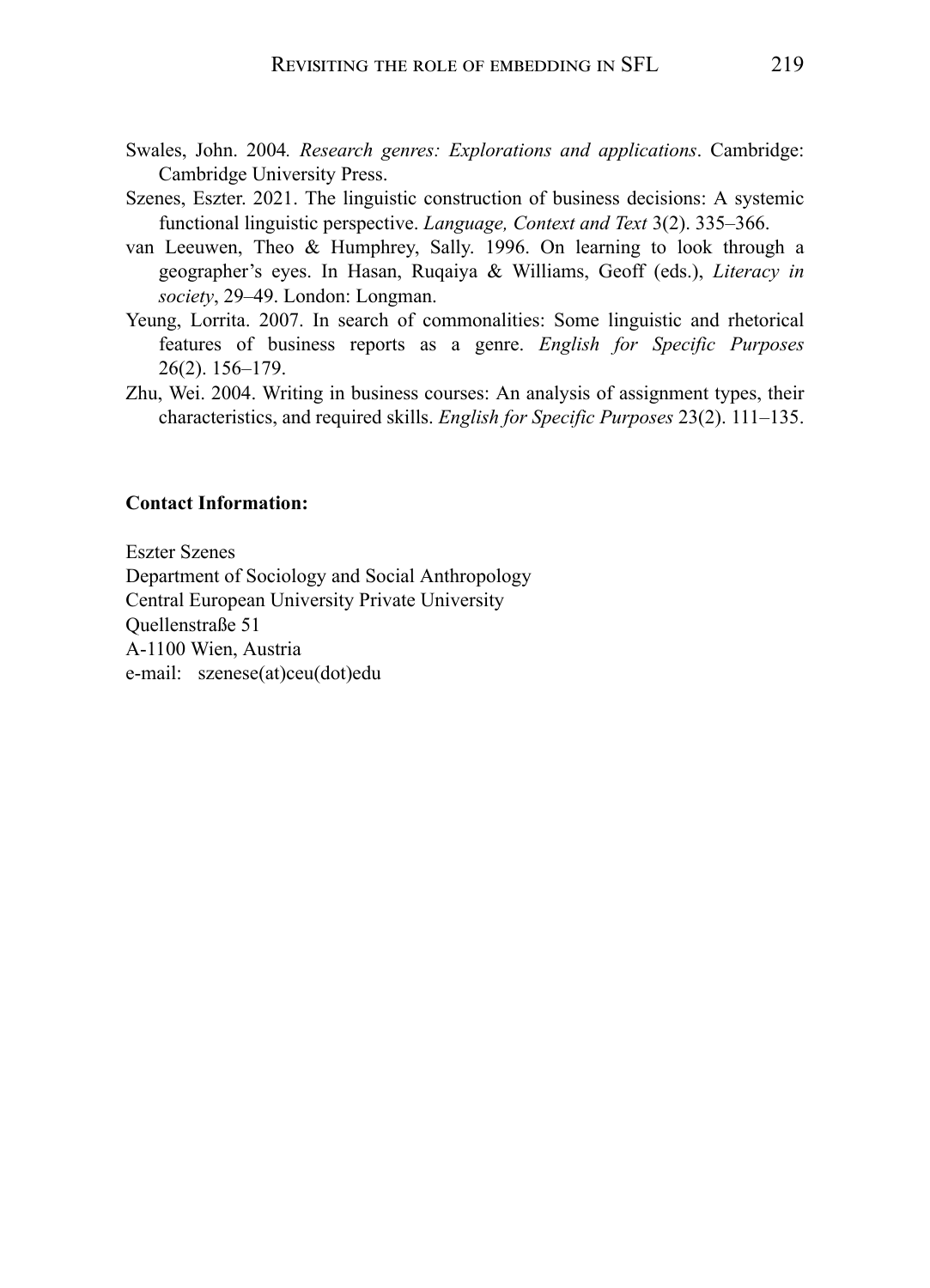Swales, John. 2004. *Research genres: Explorations and applications*. Cambridge: Cambridge University Press.

Szenes, Eszter. 2021. The linguistic construction of business decisions: A systemic functional linguistic perspective. *Language, Context and Text* 3(2). 335–366.

van Leeuwen, Theo & Humphrey, Sally. 1996. On learning to look through a geographer's eyes. In Hasan, Ruqaiya & Williams, Geoff (eds.), *Literacy in society*, 29–49. London: Longman.

Yeung, Lorrita. 2007. In search of commonalities: Some linguistic and rhetorical features of business reports as a genre. *English for Specific Purposes* 26(2). 156–179.

Zhu, Wei. 2004. Writing in business courses: An analysis of assignment types, their characteristics, and required skills. *English for Specific Purposes* 23(2). 111–135.

**Contact Information:**

Eszter Szenes
Department of Sociology and Social Anthropology
Central European University Private University
Quellenstraße 51
A-1100 Wien, Austria
e-mail: szenese(at)ceu(dot)edu